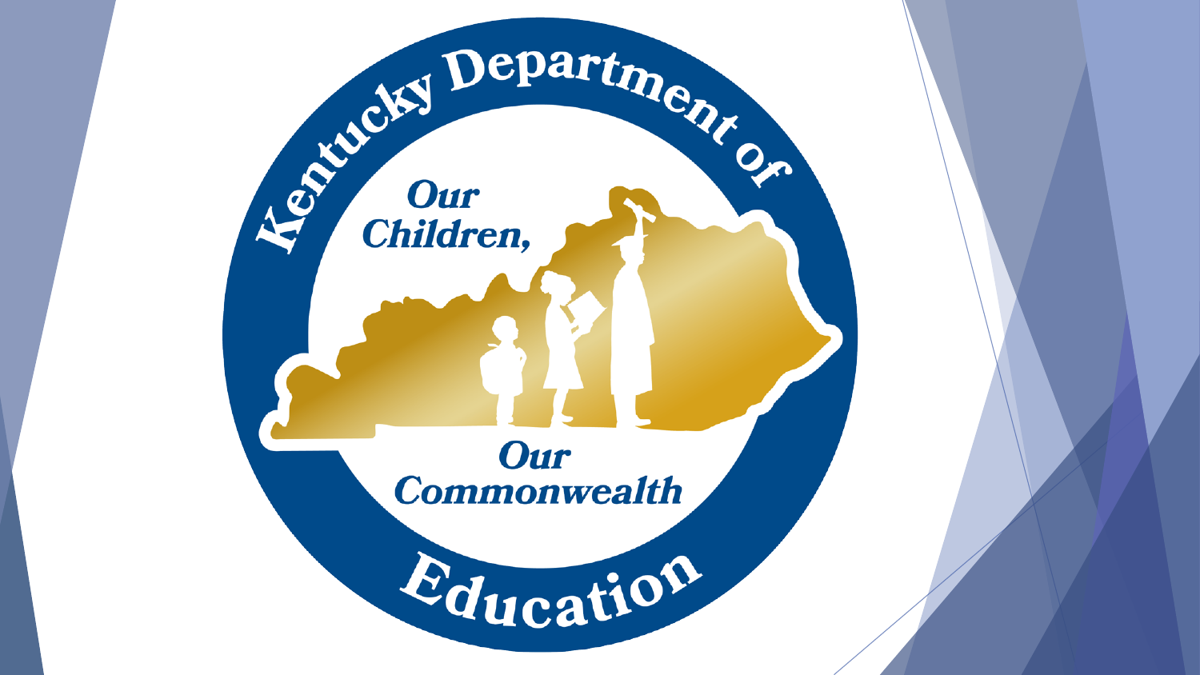Kentucky Department of Education

Our Children, Our Commonwealth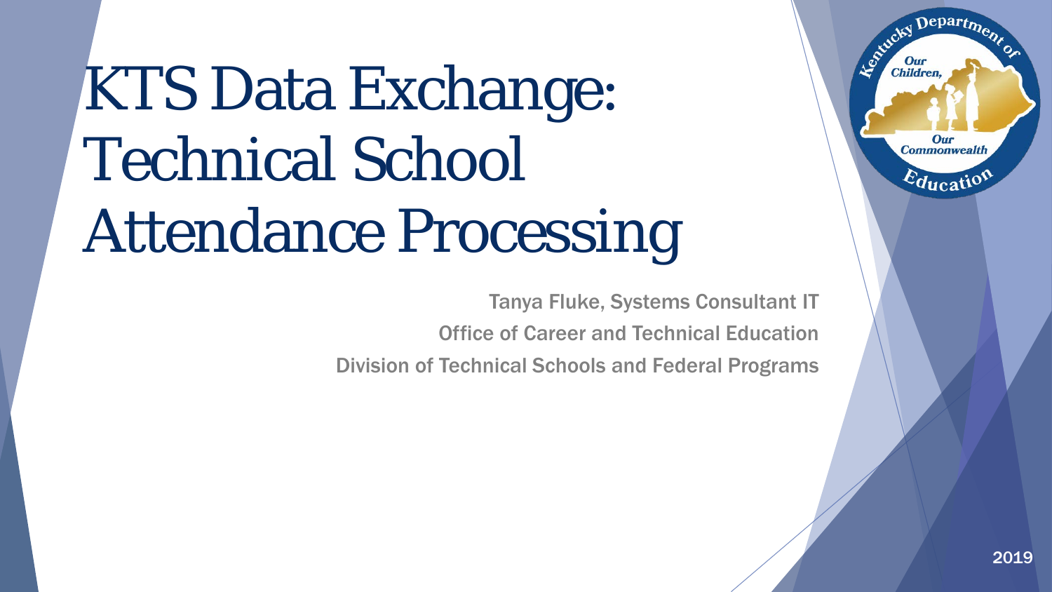# KTS Data Exchange: Technical School Attendance Processing

Tanya Fluke, Systems Consultant IT

Office of Career and Technical Education

Division of Technical Schools and Federal Programs

2019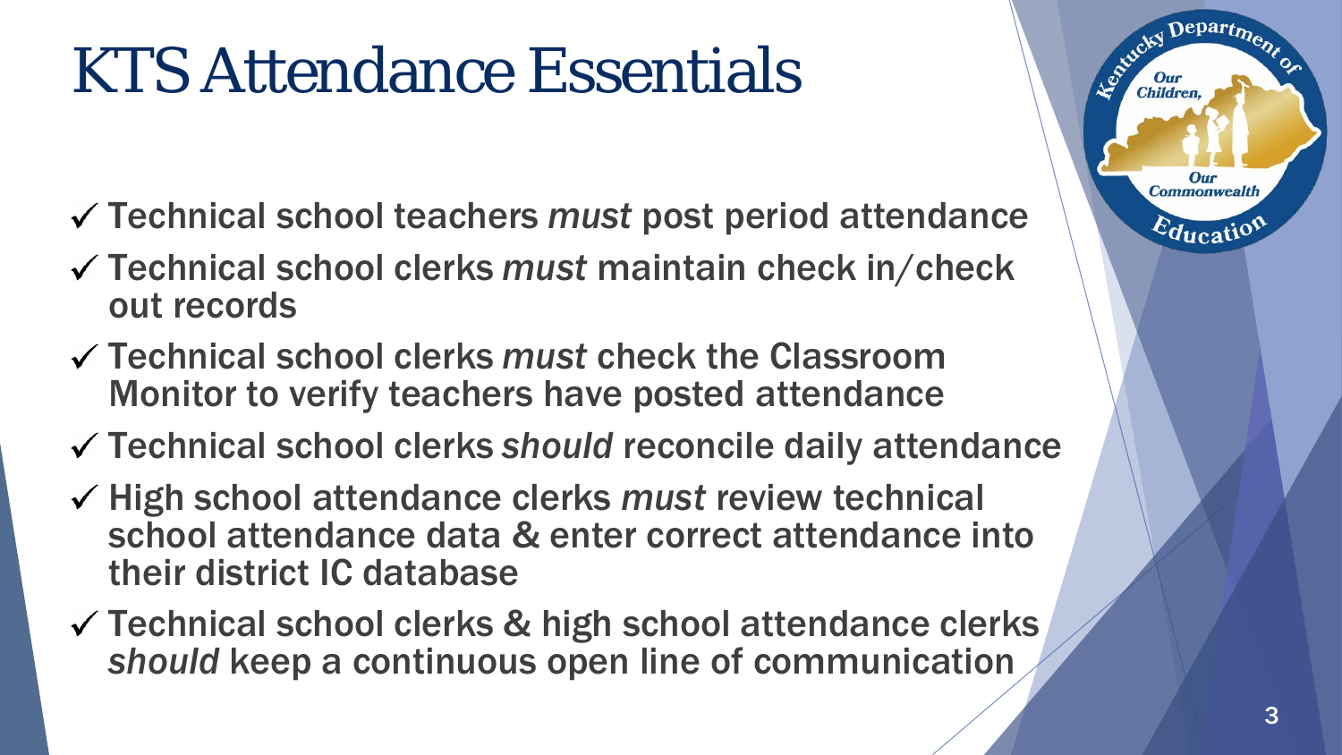# KTS Attendance Essentials

- ✓ Technical school teachers *must* post period attendance
- ✓ Technical school clerks *must* maintain check in/check out records
- ✓ Technical school clerks *must* check the Classroom Monitor to verify teachers have posted attendance
- ✓ Technical school clerks *should* reconcile daily attendance
- ✓ High school attendance clerks *must* review technical school attendance data & enter correct attendance into their district IC database
- ✓ Technical school clerks & high school attendance clerks *should* keep a continuous open line of communication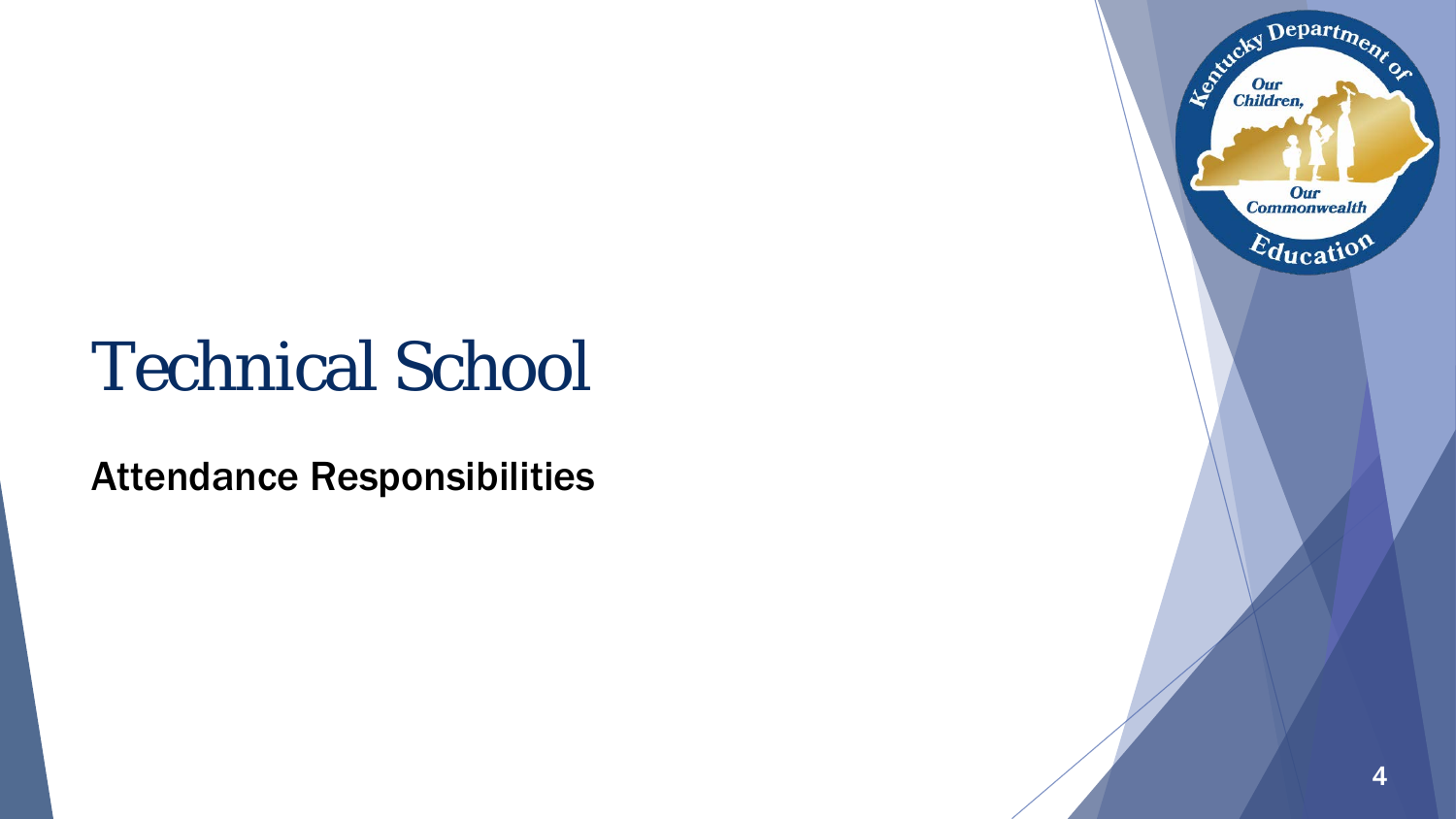# Technical School

Attendance Responsibilities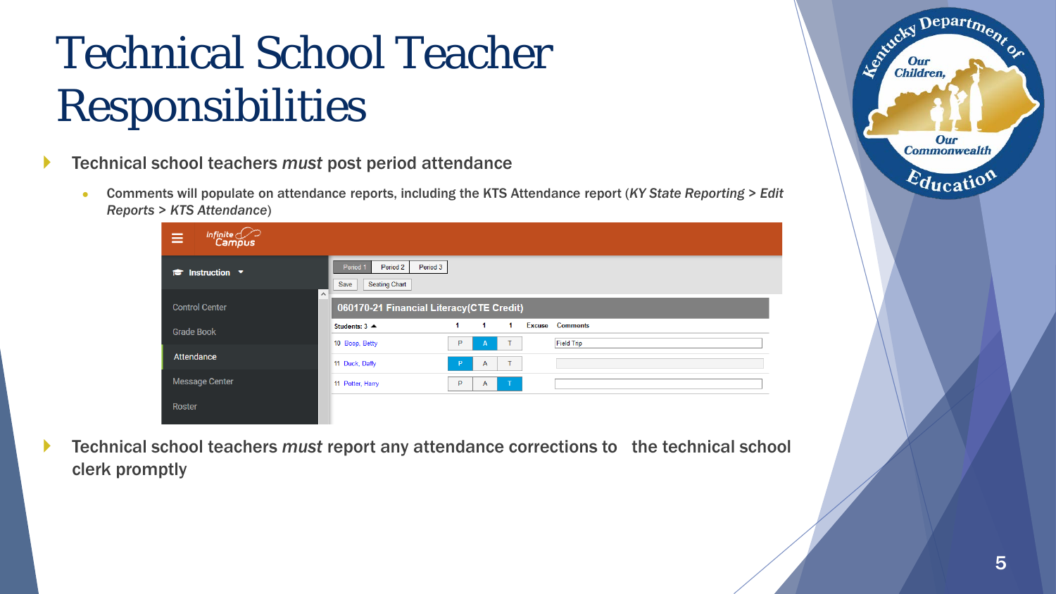# Technical School Teacher Responsibilities

- Technical school teachers *must* post period attendance
  - Comments will populate on attendance reports, including the KTS Attendance report (*KY State Reporting > Edit Reports > KTS Attendance*)
- Technical school teachers *must* report any attendance corrections to the technical school clerk promptly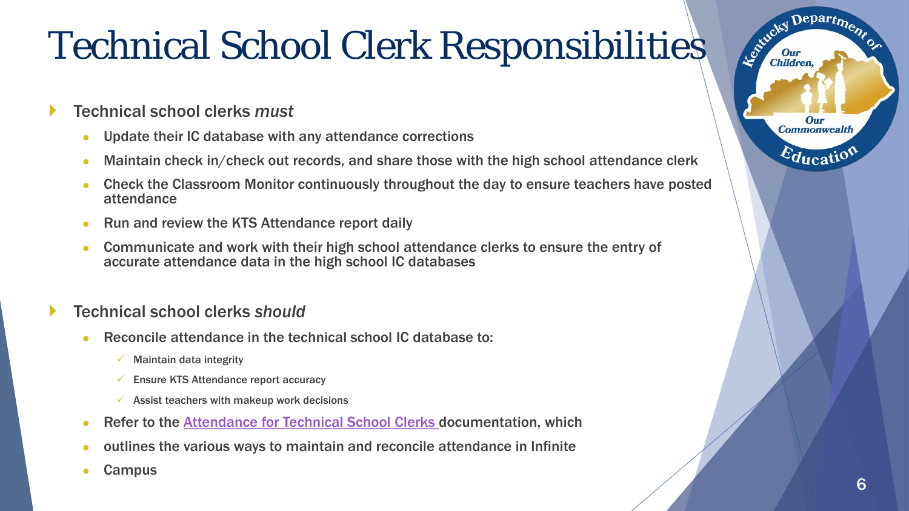# Technical School Clerk Responsibilities

- Technical school clerks *must*
  - Update their IC database with any attendance corrections
  - Maintain check in/check out records, and share those with the high school attendance clerk
  - Check the Classroom Monitor continuously throughout the day to ensure teachers have posted attendance
  - Run and review the KTS Attendance report daily
  - Communicate and work with their high school attendance clerks to ensure the entry of accurate attendance data in the high school IC databases

- Technical school clerks *should*
  - Reconcile attendance in the technical school IC database to:
    - ✓ Maintain data integrity
    - ✓ Ensure KTS Attendance report accuracy
    - ✓ Assist teachers with makeup work decisions
  - Refer to the Attendance for Technical School Clerks documentation, which
  - outlines the various ways to maintain and reconcile attendance in Infinite
  - Campus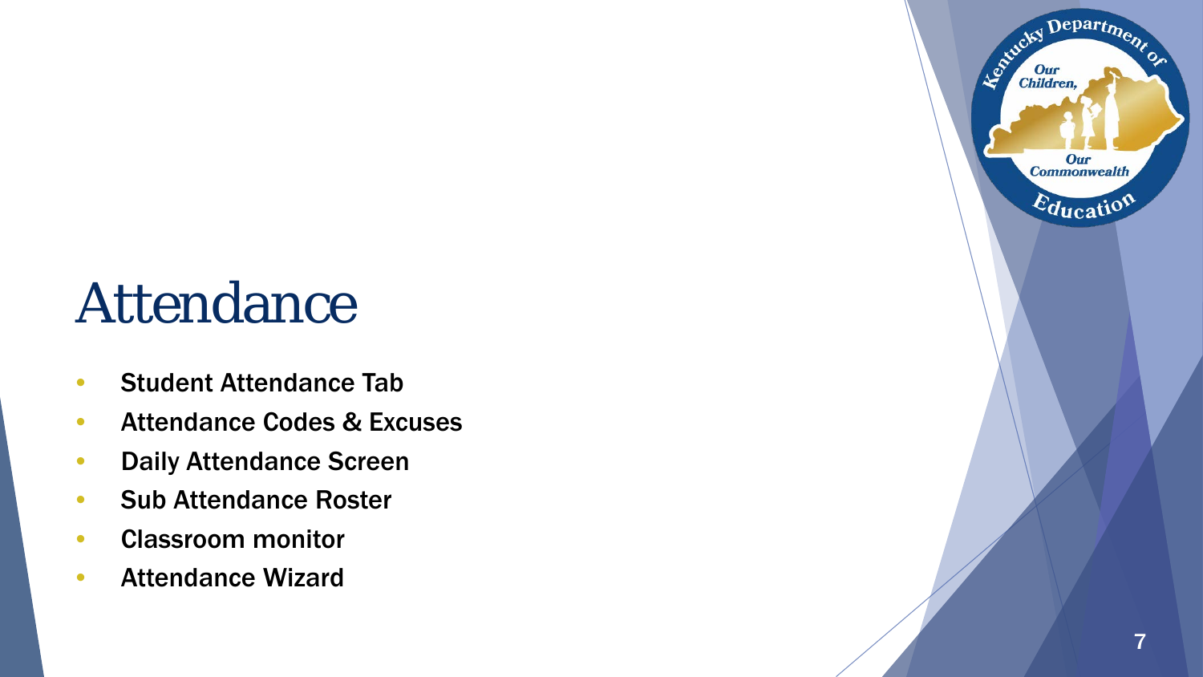# Attendance

- Student Attendance Tab
- Attendance Codes & Excuses
- Daily Attendance Screen
- Sub Attendance Roster
- Classroom monitor
- Attendance Wizard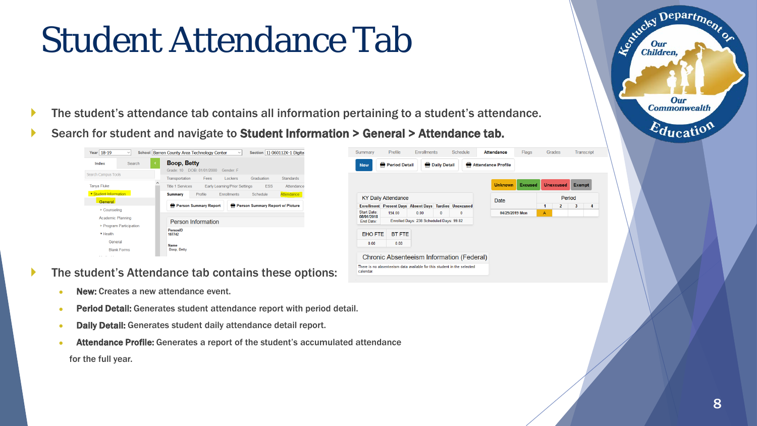# Student Attendance Tab

- The student's attendance tab contains all information pertaining to a student's attendance.
- Search for student and navigate to **Student Information > General > Attendance tab.**
- The student's Attendance tab contains these options:
  - **New:** Creates a new attendance event.
  - **Period Detail:** Generates student attendance report with period detail.
  - **Daily Detail:** Generates student daily attendance detail report.
  - **Attendance Profile:** Generates a report of the student's accumulated attendance for the full year.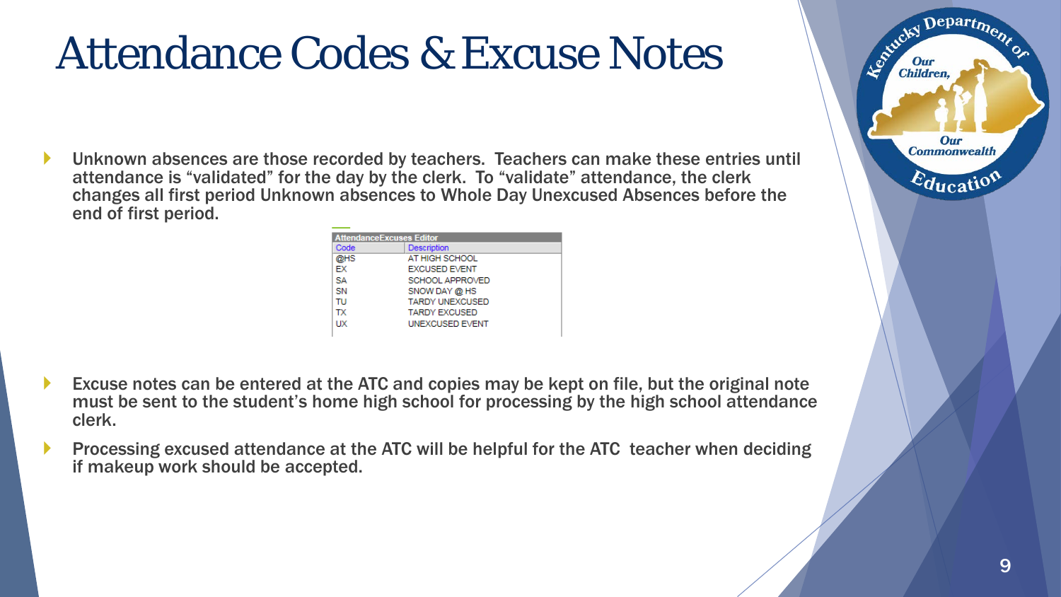# Attendance Codes & Excuse Notes

- Unknown absences are those recorded by teachers. Teachers can make these entries until attendance is "validated" for the day by the clerk. To "validate" attendance, the clerk changes all first period Unknown absences to Whole Day Unexcused Absences before the end of first period.

| AttendanceExcuses Editor | |
|---|---|
| Code | Description |
| @HS | AT HIGH SCHOOL |
| EX | EXCUSED EVENT |
| SA | SCHOOL APPROVED |
| SN | SNOW DAY @ HS |
| TU | TARDY UNEXCUSED |
| TX | TARDY EXCUSED |
| UX | UNEXCUSED EVENT |

- Excuse notes can be entered at the ATC and copies may be kept on file, but the original note must be sent to the student's home high school for processing by the high school attendance clerk.
- Processing excused attendance at the ATC will be helpful for the ATC teacher when deciding if makeup work should be accepted.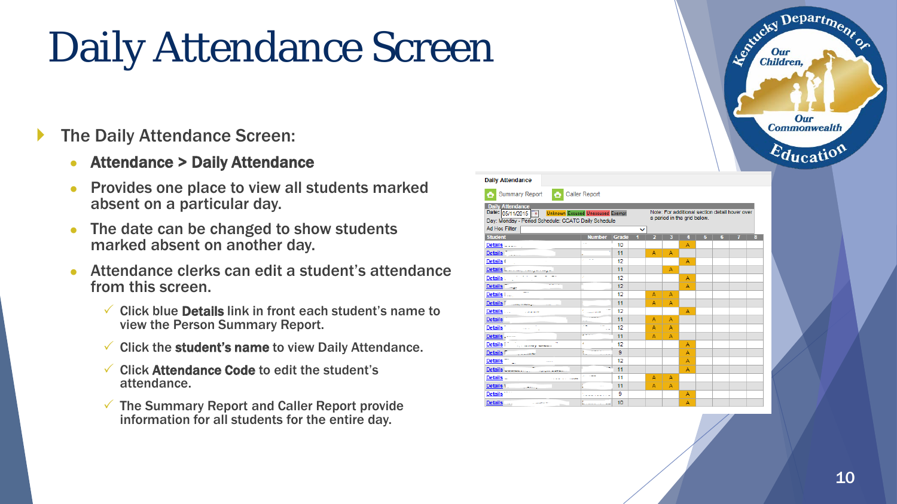# Daily Attendance Screen

- The Daily Attendance Screen:
  - **Attendance > Daily Attendance**
  - Provides one place to view all students marked absent on a particular day.
  - The date can be changed to show students marked absent on another day.
  - Attendance clerks can edit a student's attendance from this screen.
    - ✓ Click blue **Details** link in front each student's name to view the Person Summary Report.
    - ✓ Click the **student's name** to view Daily Attendance.
    - ✓ Click **Attendance Code** to edit the student's attendance.
    - ✓ The Summary Report and Caller Report provide information for all students for the entire day.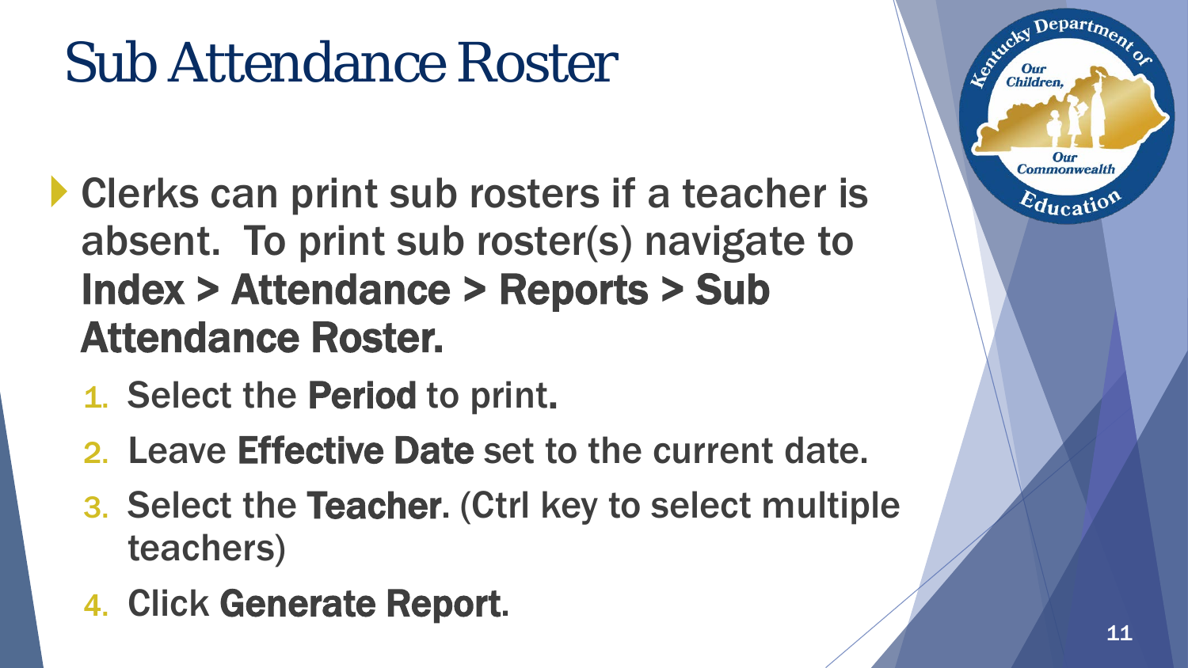# Sub Attendance Roster

- Clerks can print sub rosters if a teacher is absent. To print sub roster(s) navigate to **Index > Attendance > Reports > Sub Attendance Roster.**
  1. Select the **Period** to print.
  2. Leave **Effective Date** set to the current date.
  3. Select the **Teacher**. (Ctrl key to select multiple teachers)
  4. Click **Generate Report**.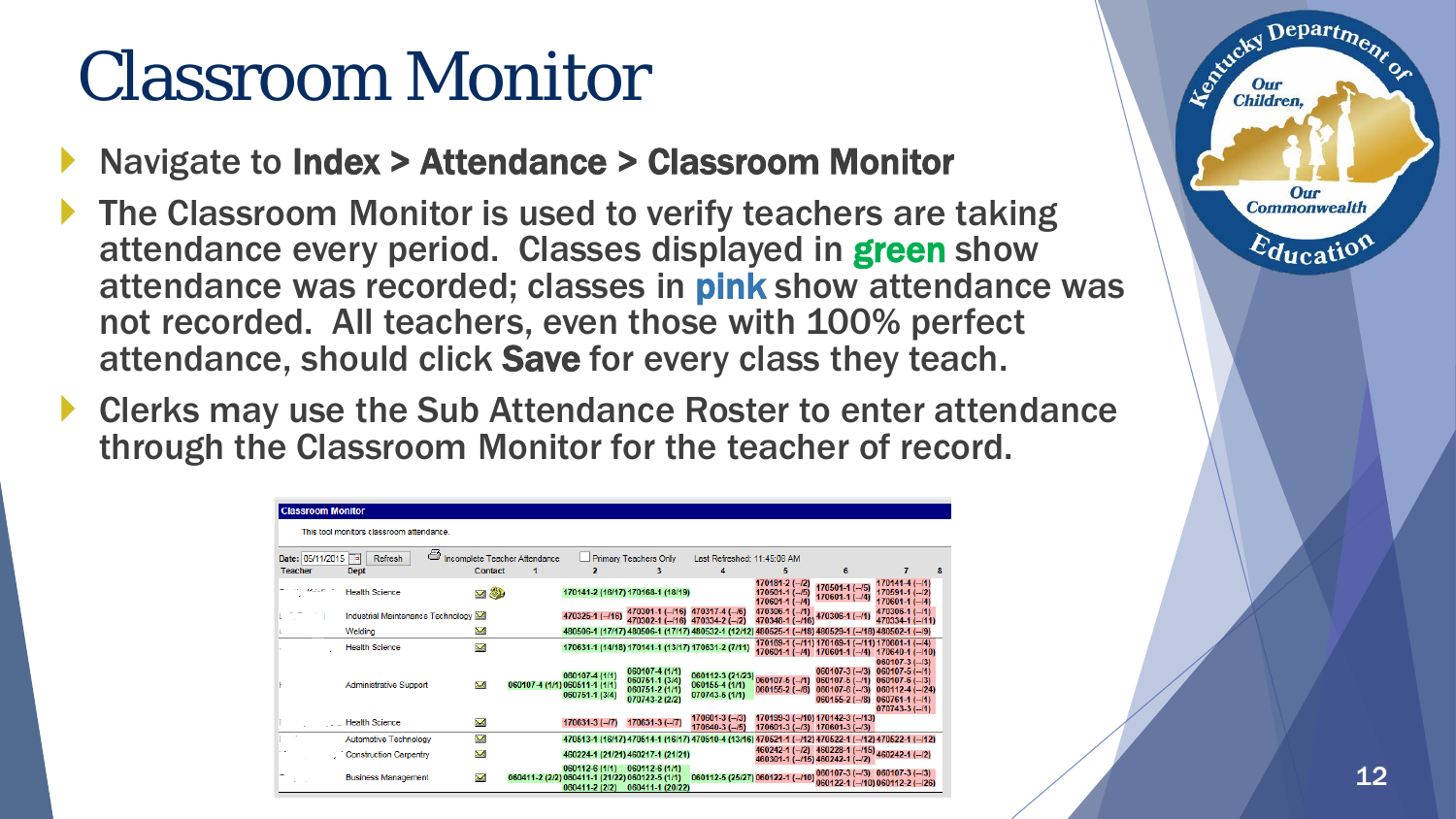# Classroom Monitor

- Navigate to **Index > Attendance > Classroom Monitor**
- The Classroom Monitor is used to verify teachers are taking attendance every period. Classes displayed in green show attendance was recorded; classes in pink show attendance was not recorded. All teachers, even those with 100% perfect attendance, should click **Save** for every class they teach.
- Clerks may use the Sub Attendance Roster to enter attendance through the Classroom Monitor for the teacher of record.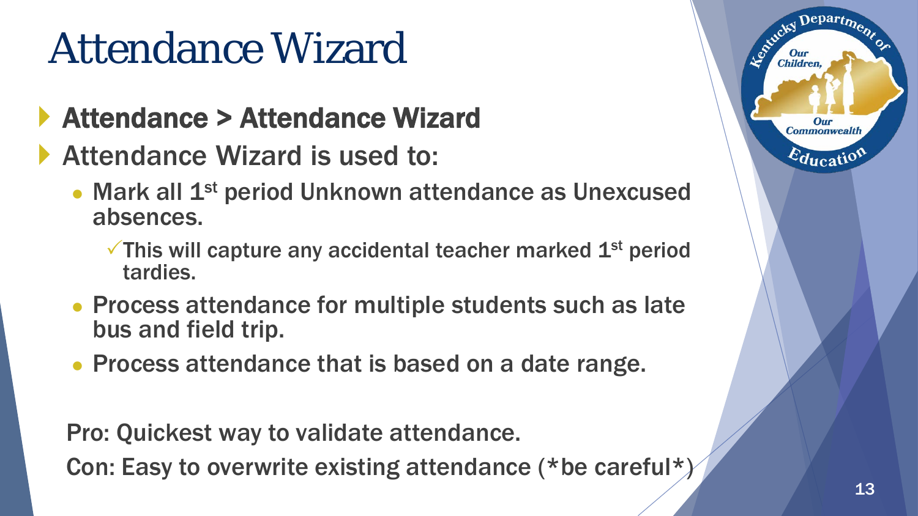# Attendance Wizard

- **Attendance > Attendance Wizard**
- Attendance Wizard is used to:
  - Mark all 1st period Unknown attendance as Unexcused absences.
    - ✓This will capture any accidental teacher marked 1st period tardies.
  - Process attendance for multiple students such as late bus and field trip.
  - Process attendance that is based on a date range.

Pro: Quickest way to validate attendance.

Con: Easy to overwrite existing attendance (*be careful*)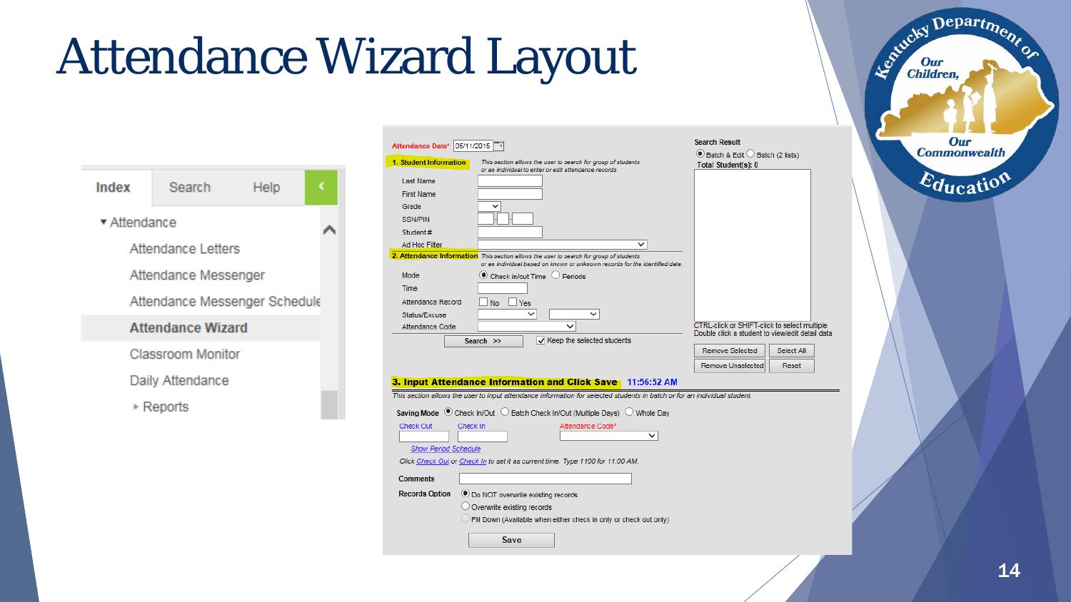# Attendance Wizard Layout

| Index | Search | Help |
|---|---|---|

- Attendance
  - Attendance Letters
  - Attendance Messenger
  - Attendance Messenger Schedule
  - **Attendance Wizard**
  - Classroom Monitor
  - Daily Attendance
  - Reports

Attendance Date* 05/11/2015

**1. Student Information**

*This section allows the user to search for group of students or an individual to enter or edit attendance records*

- Last Name
- First Name
- Grade
- SSN/PIN
- Student #
- Ad Hoc Filter

**2. Attendance Information**

*This section allows the user to search for group of students or an individual based on known or unknown records for the identified date.*

- Mode: Check in/out Time / Periods
- Time
- Attendance Record: No / Yes
- Status/Excuse
- Attendance Code

Search >> | Keep the selected students

Search Result

Batch & Edit / Batch (2 lists)

Total Student(s): 0

CTRL-click or SHIFT-click to select multiple
Double click a student to view/edit detail data

Remove Selected | Select All | Remove Unselected | Reset

**3. Input Attendance Information and Click Save** 11:56:52 AM

*This section allows the user to input attendance information for selected students in batch or for an individual student.*

Saving Mode: Check In/Out / Batch Check In/Out (Multiple Days) / Whole Day

Check Out | Check In | Attendance Code*

*Show Period Schedule*

*Click Check Out or Check In to set it as current time. Type 1100 for 11:00 AM.*

Comments

Records Option:
- Do NOT overwrite existing records
- Overwrite existing records
- Fill Down (Available when either check in only or check out only)

Save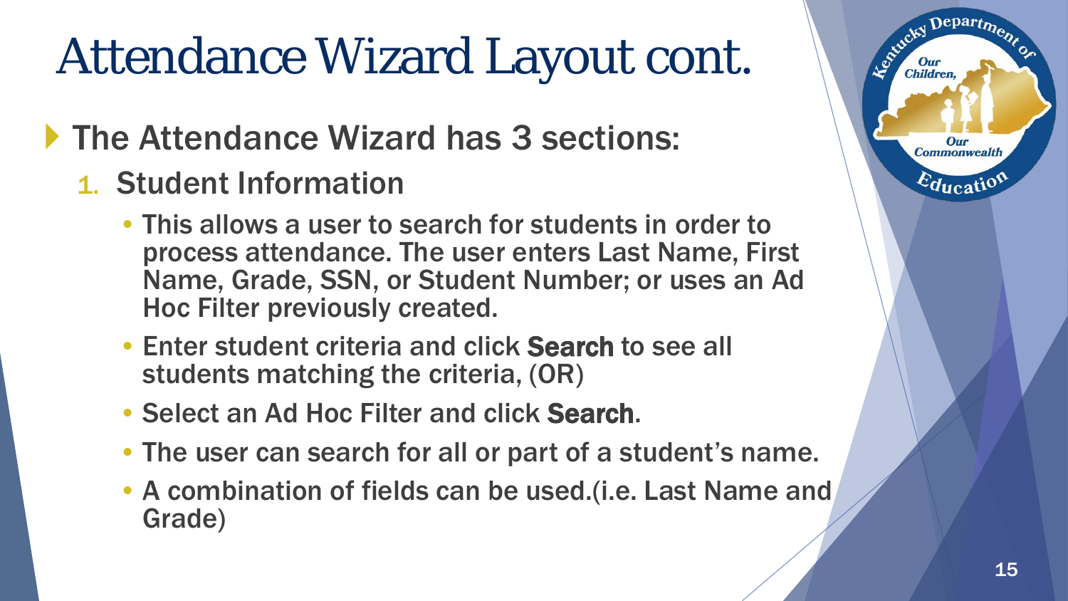# Attendance Wizard Layout cont.

- The Attendance Wizard has 3 sections:
  1. Student Information
     - This allows a user to search for students in order to process attendance. The user enters Last Name, First Name, Grade, SSN, or Student Number; or uses an Ad Hoc Filter previously created.
     - Enter student criteria and click **Search** to see all students matching the criteria, (OR)
     - Select an Ad Hoc Filter and click **Search**.
     - The user can search for all or part of a student's name.
     - A combination of fields can be used.(i.e. Last Name and Grade)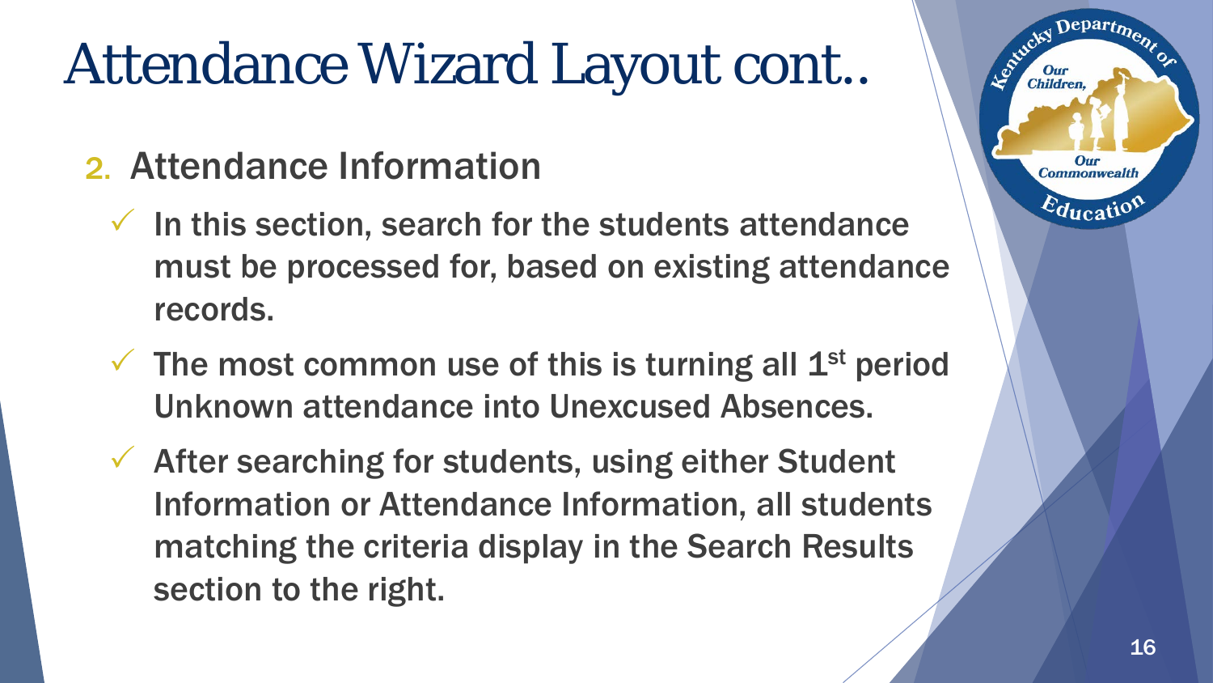# Attendance Wizard Layout cont..

2. Attendance Information

   - ✓ In this section, search for the students attendance must be processed for, based on existing attendance records.
   - ✓ The most common use of this is turning all 1st period Unknown attendance into Unexcused Absences.
   - ✓ After searching for students, using either Student Information or Attendance Information, all students matching the criteria display in the Search Results section to the right.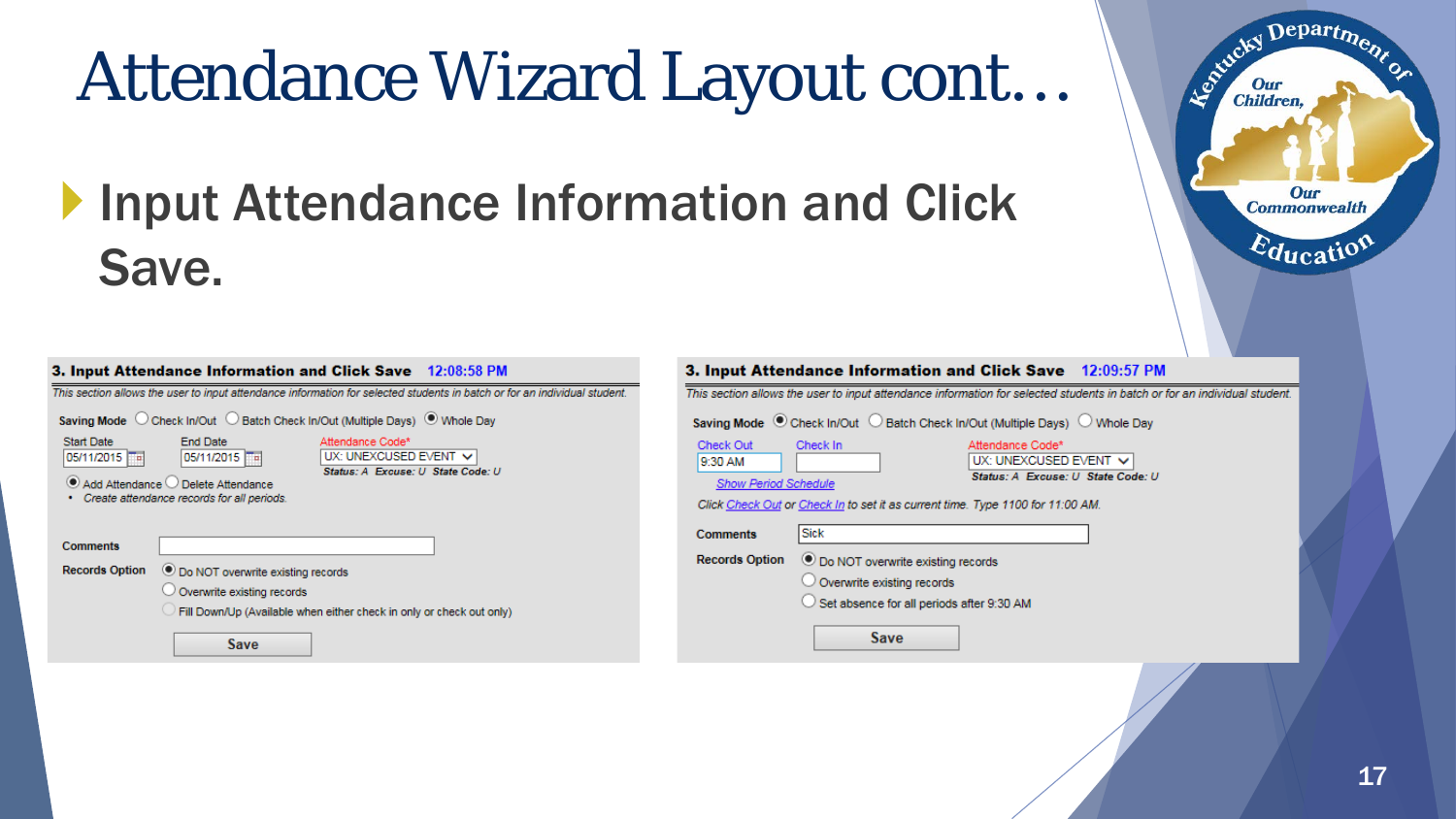# Attendance Wizard Layout cont…

- Input Attendance Information and Click Save.

**3. Input Attendance Information and Click Save** 12:08:58 PM

*This section allows the user to input attendance information for selected students in batch or for an individual student.*

Saving Mode ○ Check In/Out ○ Batch Check In/Out (Multiple Days) ● Whole Day

Start Date 05/11/2015 End Date 05/11/2015 Attendance Code* UX: UNEXCUSED EVENT

*Status: A Excuse: U State Code: U*

● Add Attendance ○ Delete Attendance

- *Create attendance records for all periods.*

Comments

Records Option ● Do NOT overwrite existing records
○ Overwrite existing records
○ Fill Down/Up (Available when either check in only or check out only)

Save

**3. Input Attendance Information and Click Save** 12:09:57 PM

*This section allows the user to input attendance information for selected students in batch or for an individual student.*

Saving Mode ● Check In/Out ○ Batch Check In/Out (Multiple Days) ○ Whole Day

Check Out 9:30 AM Check In Attendance Code* UX: UNEXCUSED EVENT

*Status: A Excuse: U State Code: U*

Show Period Schedule

*Click Check Out or Check In to set it as current time. Type 1100 for 11:00 AM.*

Comments Sick

Records Option ● Do NOT overwrite existing records
○ Overwrite existing records
○ Set absence for all periods after 9:30 AM

Save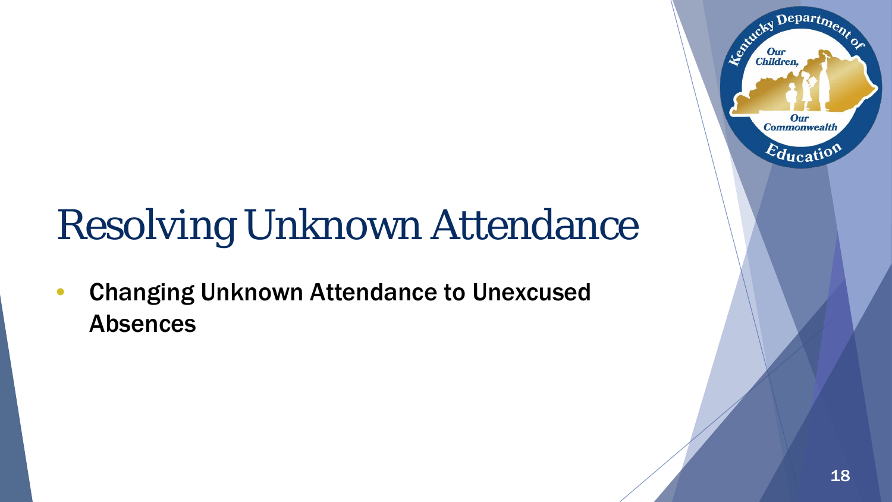# Resolving Unknown Attendance

- Changing Unknown Attendance to Unexcused Absences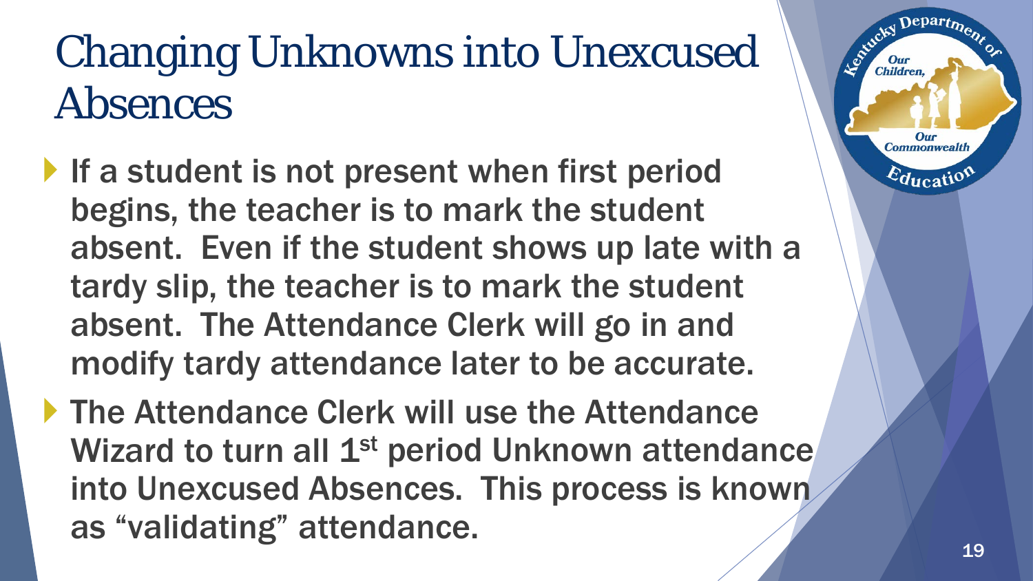# Changing Unknowns into Unexcused Absences

- If a student is not present when first period begins, the teacher is to mark the student absent. Even if the student shows up late with a tardy slip, the teacher is to mark the student absent. The Attendance Clerk will go in and modify tardy attendance later to be accurate.
- The Attendance Clerk will use the Attendance Wizard to turn all 1st period Unknown attendance into Unexcused Absences. This process is known as "validating" attendance.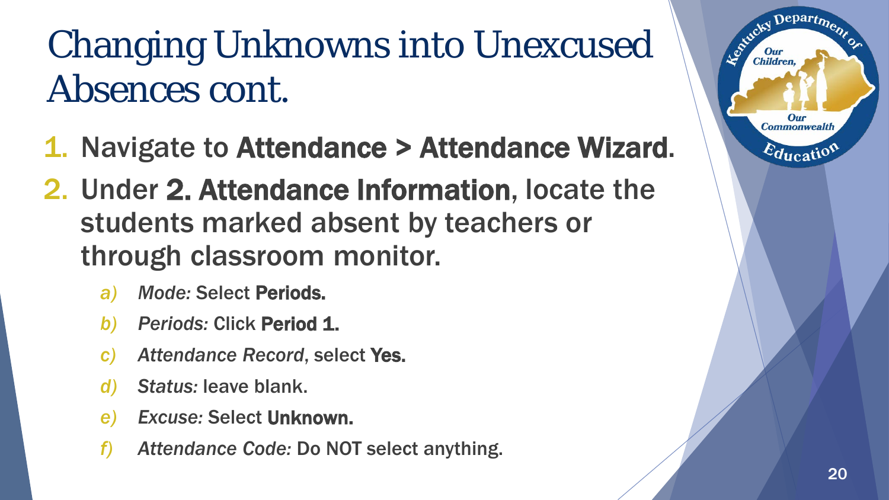# Changing Unknowns into Unexcused Absences cont.

1. Navigate to **Attendance > Attendance Wizard**.
2. Under **2. Attendance Information**, locate the students marked absent by teachers or through classroom monitor.
   a) *Mode:* Select **Periods.**
   b) *Periods:* Click **Period 1.**
   c) *Attendance Record*, select **Yes.**
   d) *Status:* leave blank.
   e) *Excuse:* Select **Unknown.**
   f) *Attendance Code:* Do NOT select anything.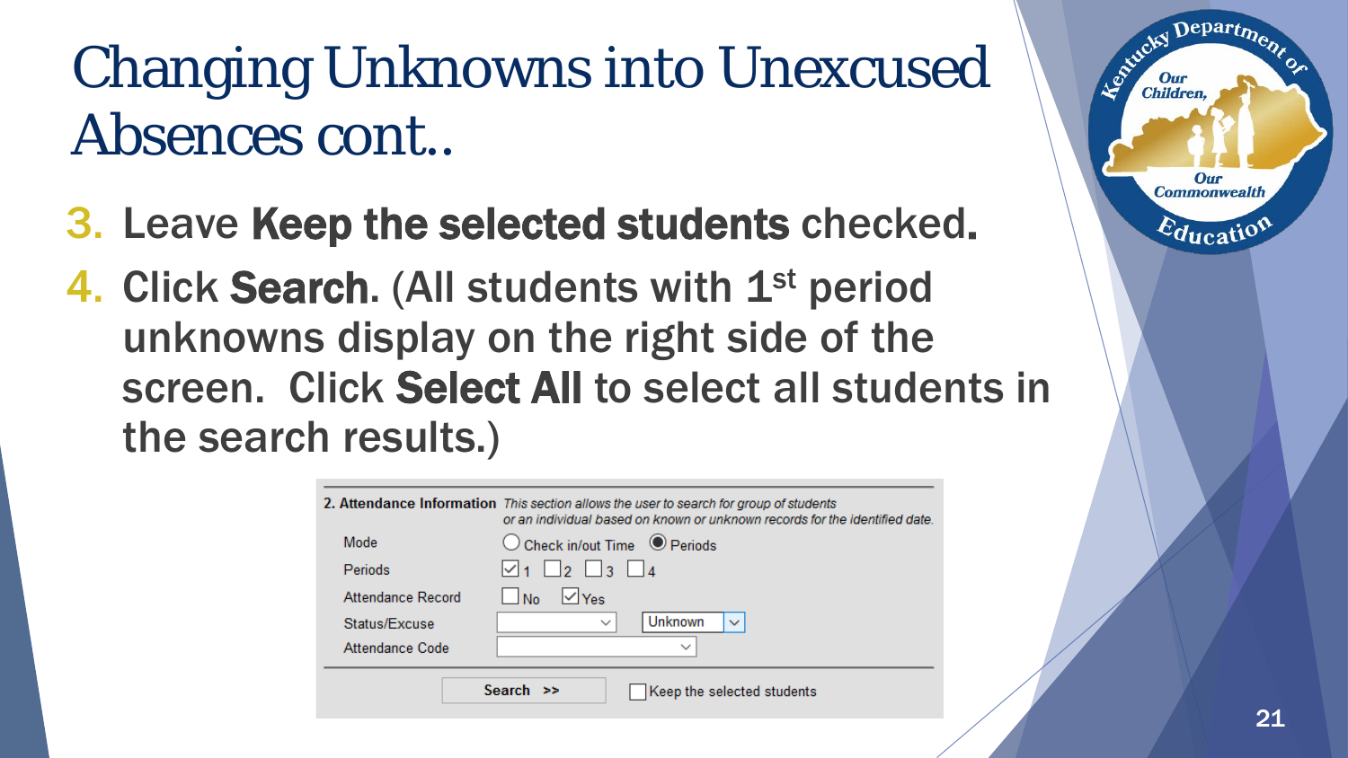# Changing Unknowns into Unexcused Absences cont..

3. Leave **Keep the selected students** checked.
4. Click **Search**. (All students with 1st period unknowns display on the right side of the screen. Click **Select All** to select all students in the search results.)

**2. Attendance Information** *This section allows the user to search for group of students or an individual based on known or unknown records for the identified date.*

| Field | Value |
|---|---|
| Mode | ○ Check in/out Time ◉ Periods |
| Periods | ☑ 1 ☐ 2 ☐ 3 ☐ 4 |
| Attendance Record | ☐ No ☑ Yes |
| Status/Excuse | [ ] [Unknown] |
| Attendance Code | [ ] |

**Search >>** ☐ Keep the selected students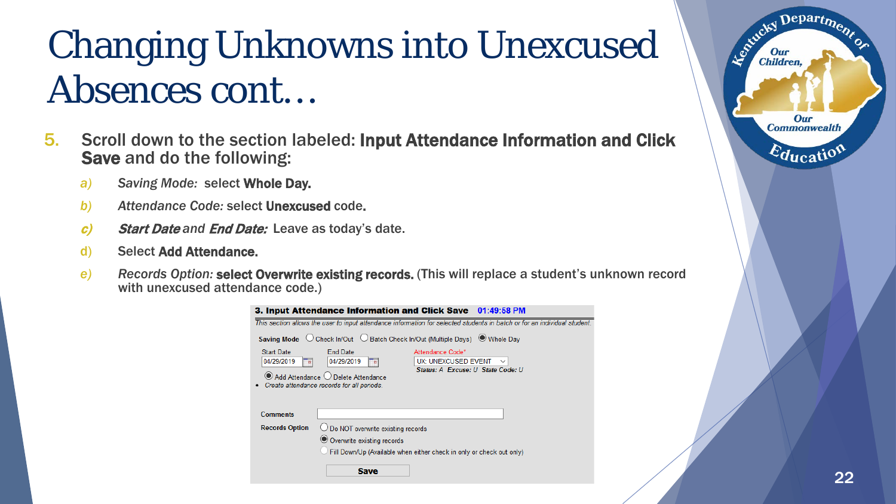# Changing Unknowns into Unexcused Absences cont…

5. Scroll down to the section labeled: **Input Attendance Information and Click Save** and do the following:

   a) *Saving Mode:* select **Whole Day.**

   b) *Attendance Code:* select **Unexcused** code.

   c) ***Start Date*** *and* ***End Date:*** Leave as today's date.

   d) Select **Add Attendance.**

   e) *Records Option:* **select Overwrite existing records.** (This will replace a student's unknown record with unexcused attendance code.)

**3. Input Attendance Information and Click Save** 01:49:58 PM

*This section allows the user to input attendance information for selected students in batch or for an individual student.*

**Saving Mode** ○ Check In/Out ○ Batch Check In/Out (Multiple Days) ● Whole Day

Start Date 04/29/2019 End Date 04/29/2019 Attendance Code* UX: UNEXCUSED EVENT

*Status: A Excuse: U State Code: U*

● Add Attendance ○ Delete Attendance

- *Create attendance records for all periods.*

**Comments**

**Records Option**
○ Do NOT overwrite existing records
● Overwrite existing records
○ Fill Down/Up (Available when either check in only or check out only)

**Save**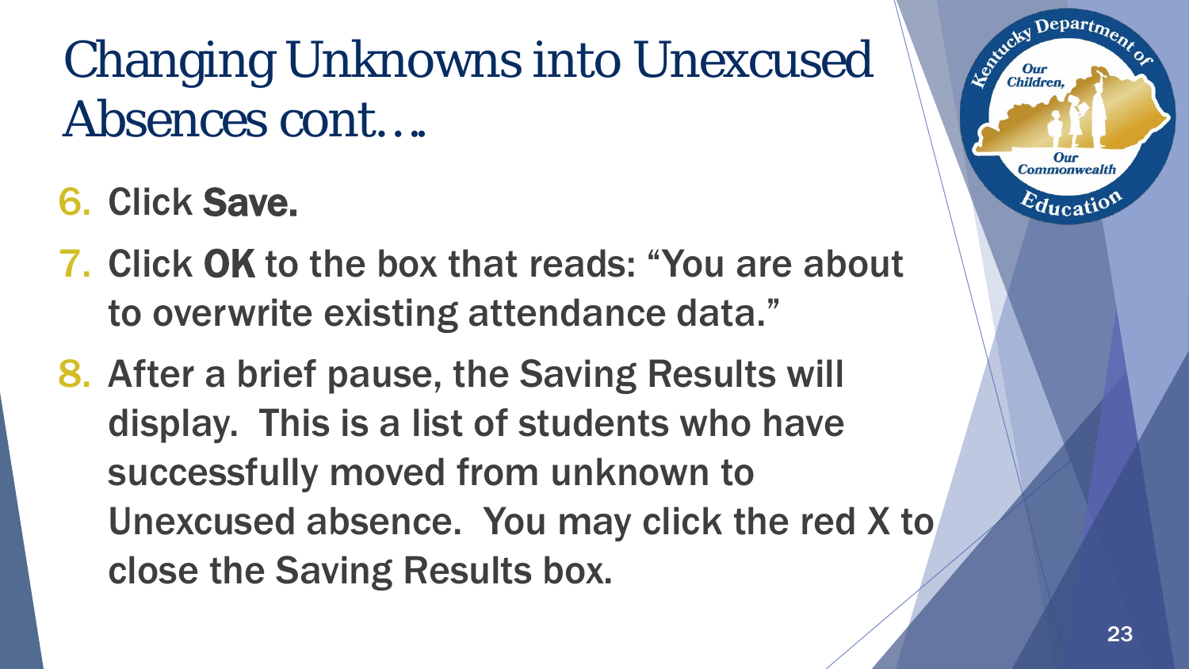# Changing Unknowns into Unexcused Absences cont….

6. Click **Save.**
7. Click **OK** to the box that reads: "You are about to overwrite existing attendance data."
8. After a brief pause, the Saving Results will display. This is a list of students who have successfully moved from unknown to Unexcused absence. You may click the red X to close the Saving Results box.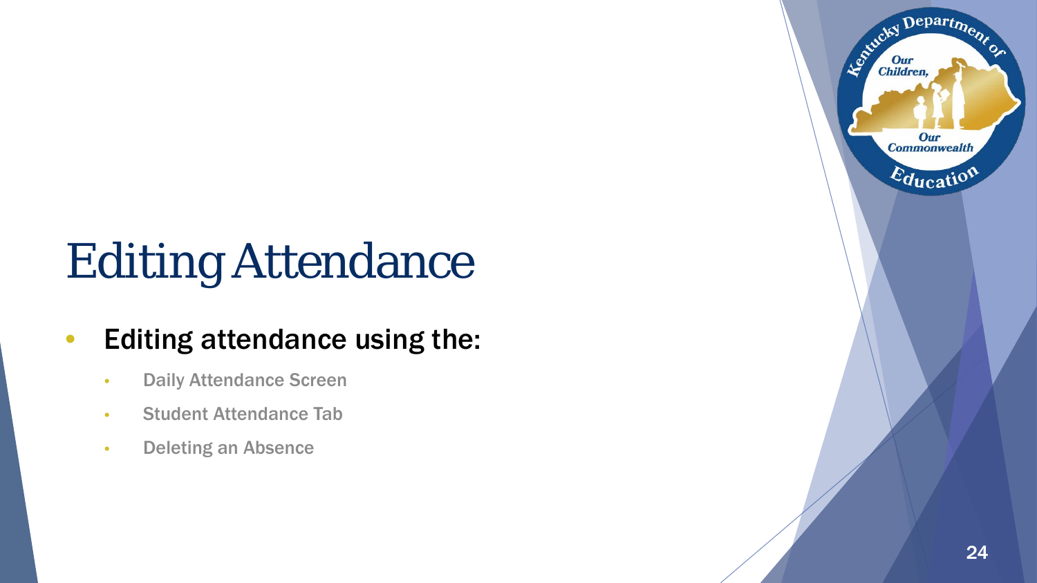# Editing Attendance

- Editing attendance using the:
  - Daily Attendance Screen
  - Student Attendance Tab
  - Deleting an Absence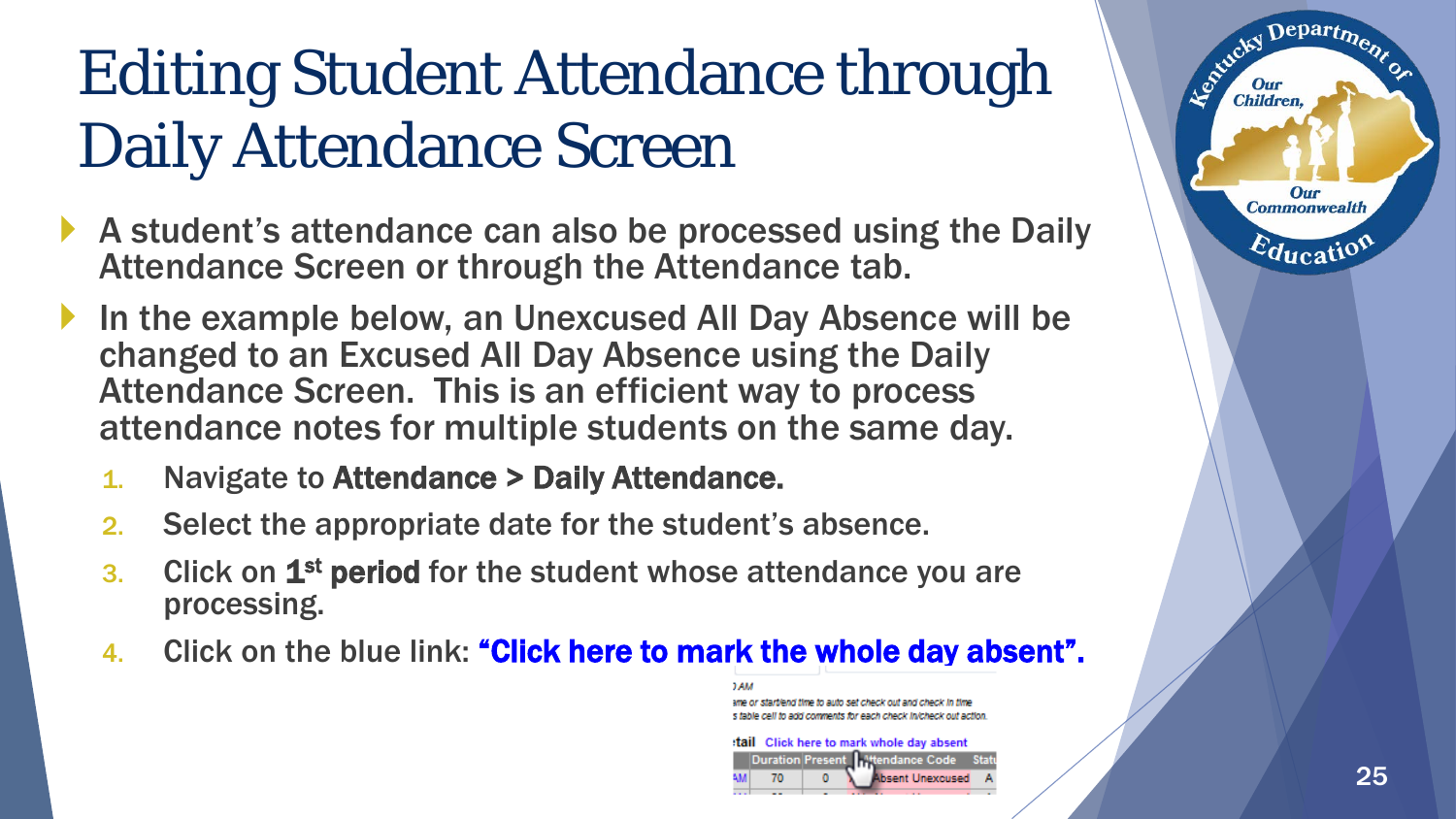# Editing Student Attendance through Daily Attendance Screen

- A student's attendance can also be processed using the Daily Attendance Screen or through the Attendance tab.
- In the example below, an Unexcused All Day Absence will be changed to an Excused All Day Absence using the Daily Attendance Screen. This is an efficient way to process attendance notes for multiple students on the same day.

1. Navigate to **Attendance > Daily Attendance.**
2. Select the appropriate date for the student's absence.
3. Click on **1st period** for the student whose attendance you are processing.
4. Click on the blue link: **"Click here to mark the whole day absent".**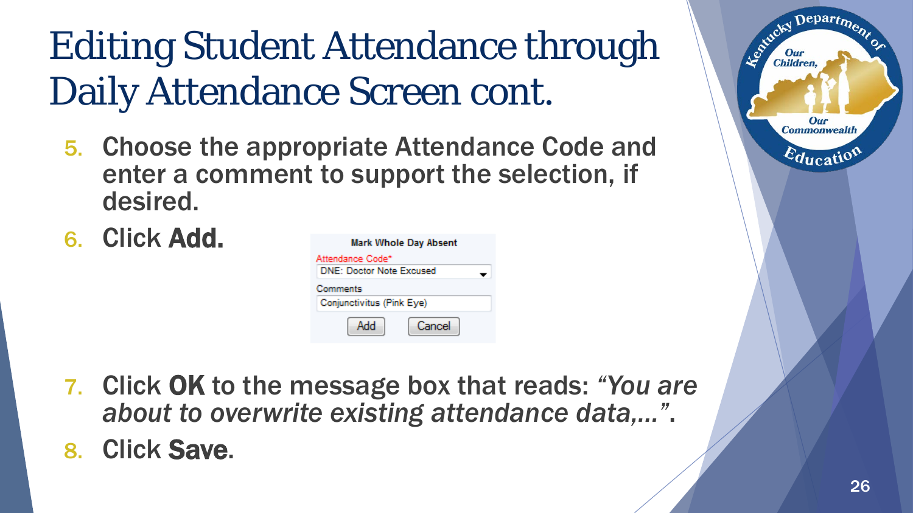# Editing Student Attendance through Daily Attendance Screen cont.

5. Choose the appropriate Attendance Code and enter a comment to support the selection, if desired.
6. Click **Add.**

**Mark Whole Day Absent**

Attendance Code*
DNE: Doctor Note Excused

Comments
Conjunctivitus (Pink Eye)

Add | Cancel

7. Click **OK** to the message box that reads: *"You are about to overwrite existing attendance data,…"*.
8. Click **Save.**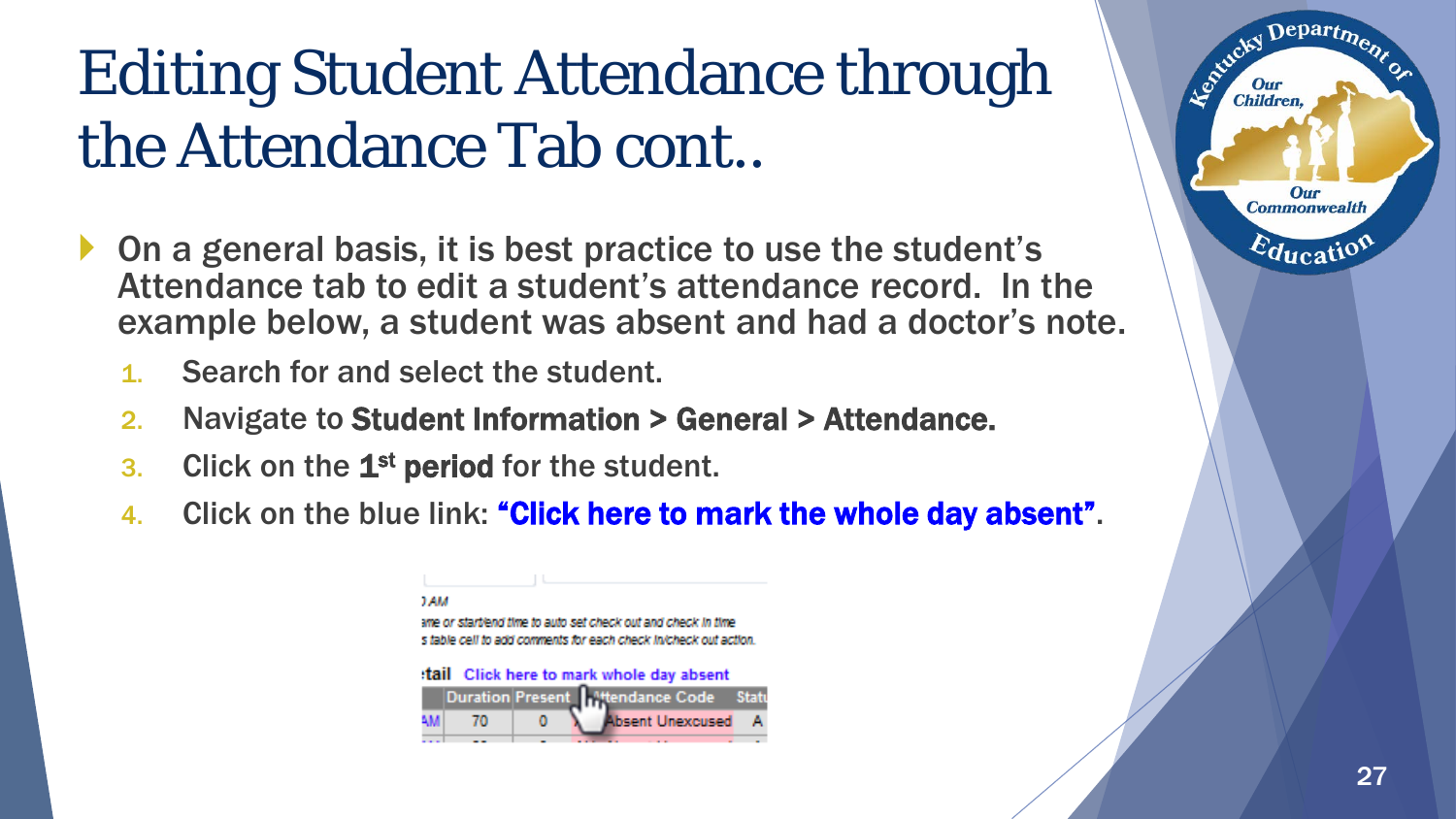# Editing Student Attendance through the Attendance Tab cont..

- On a general basis, it is best practice to use the student's Attendance tab to edit a student's attendance record. In the example below, a student was absent and had a doctor's note.
  1. Search for and select the student.
  2. Navigate to **Student Information > General > Attendance.**
  3. Click on the **1st period** for the student.
  4. Click on the blue link: **"Click here to mark the whole day absent"**.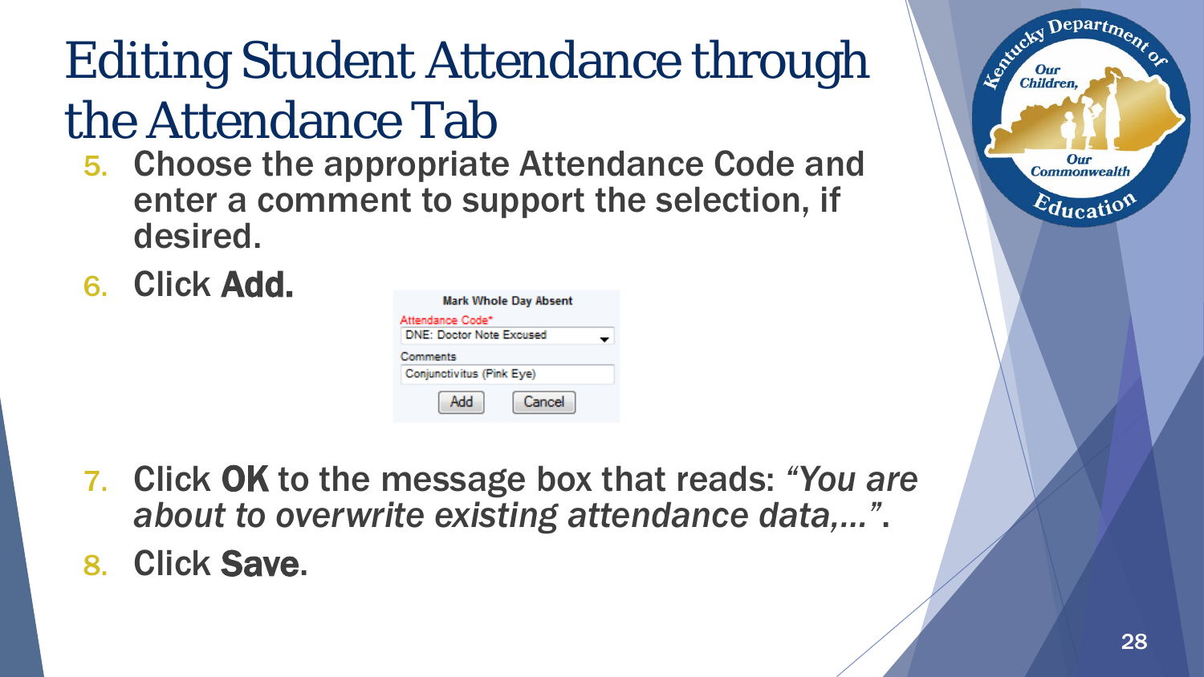# Editing Student Attendance through the Attendance Tab

5. Choose the appropriate Attendance Code and enter a comment to support the selection, if desired.
6. Click **Add.**

**Mark Whole Day Absent**

Attendance Code*
DNE: Doctor Note Excused

Comments
Conjunctivitus (Pink Eye)

Add Cancel

7. Click **OK** to the message box that reads: *"You are about to overwrite existing attendance data,…"*.
8. Click **Save.**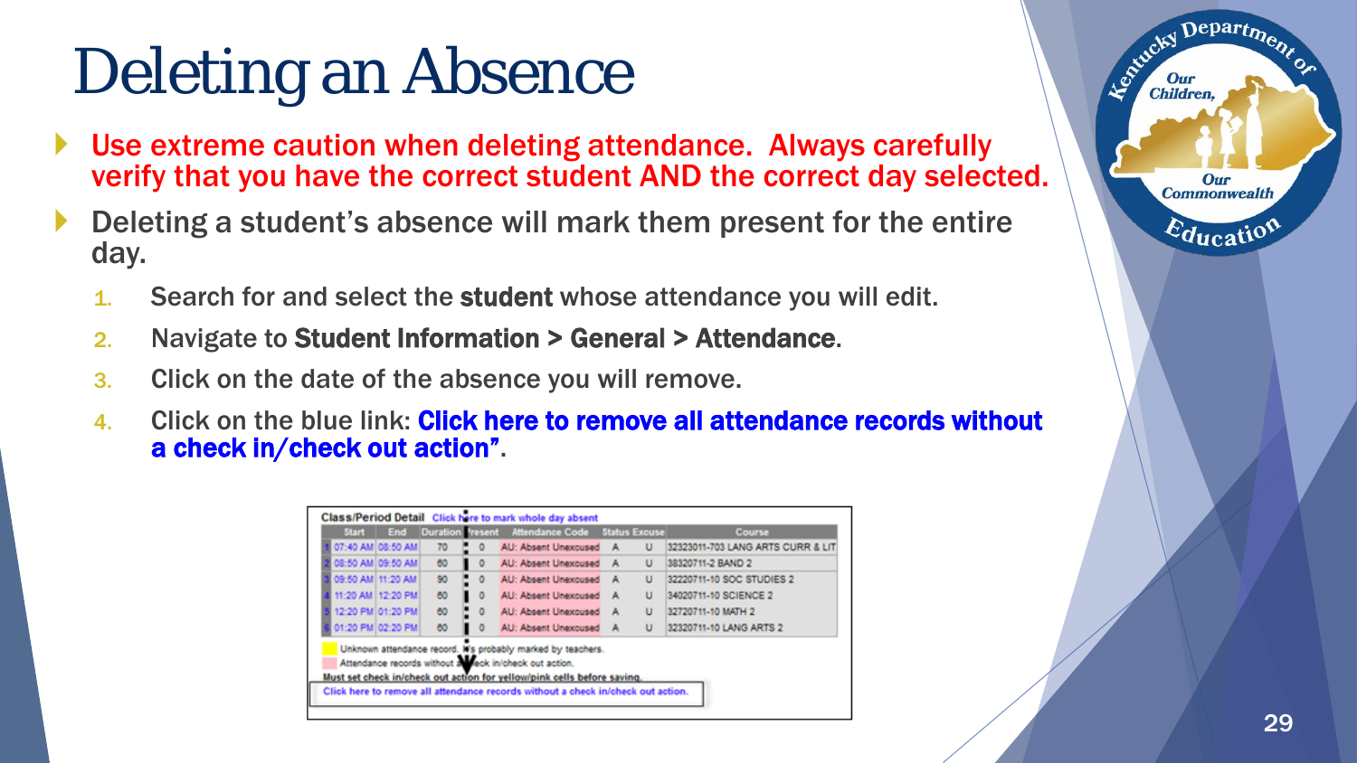# Deleting an Absence

- Use extreme caution when deleting attendance. Always carefully verify that you have the correct student AND the correct day selected.
- Deleting a student's absence will mark them present for the entire day.
  1. Search for and select the **student** whose attendance you will edit.
  2. Navigate to **Student Information > General > Attendance**.
  3. Click on the date of the absence you will remove.
  4. Click on the blue link: **Click here to remove all attendance records without a check in/check out action"**.

**Class/Period Detail** Click here to mark whole day absent

| | Start | End | Duration | Present | Attendance Code | Status | Excuse | Course |
|---|---|---|---|---|---|---|---|---|
| 1 | 07:40 AM | 08:50 AM | 70 | 0 | AU: Absent Unexcused | A | U | 32323011-703 LANG ARTS CURR & LIT |
| 2 | 08:50 AM | 09:50 AM | 60 | 0 | AU: Absent Unexcused | A | U | 38320711-2 BAND 2 |
| 3 | 09:50 AM | 11:20 AM | 90 | 0 | AU: Absent Unexcused | A | U | 32220711-10 SOC STUDIES 2 |
| 4 | 11:20 AM | 12:20 PM | 60 | 0 | AU: Absent Unexcused | A | U | 34020711-10 SCIENCE 2 |
| 5 | 12:20 PM | 01:20 PM | 60 | 0 | AU: Absent Unexcused | A | U | 32720711-10 MATH 2 |
| 6 | 01:20 PM | 02:20 PM | 60 | 0 | AU: Absent Unexcused | A | U | 32320711-10 LANG ARTS 2 |

Unknown attendance record. It's probably marked by teachers.

Attendance records without a check in/check out action.

Must set check in/check out action for yellow/pink cells before saving.

Click here to remove all attendance records without a check in/check out action.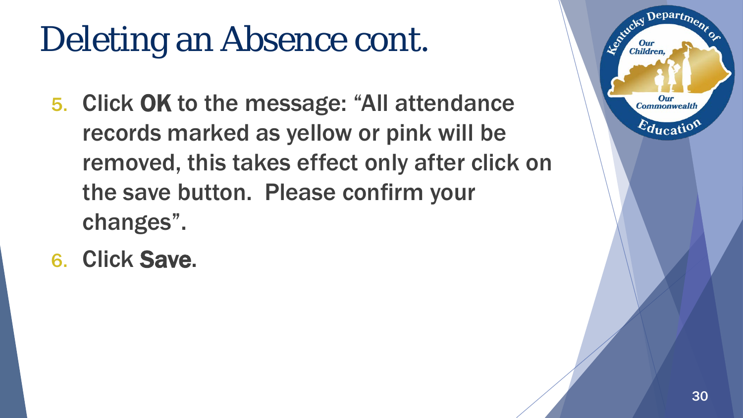# Deleting an Absence cont.

5. Click **OK** to the message: “All attendance records marked as yellow or pink will be removed, this takes effect only after click on the save button. Please confirm your changes”.
6. Click **Save**.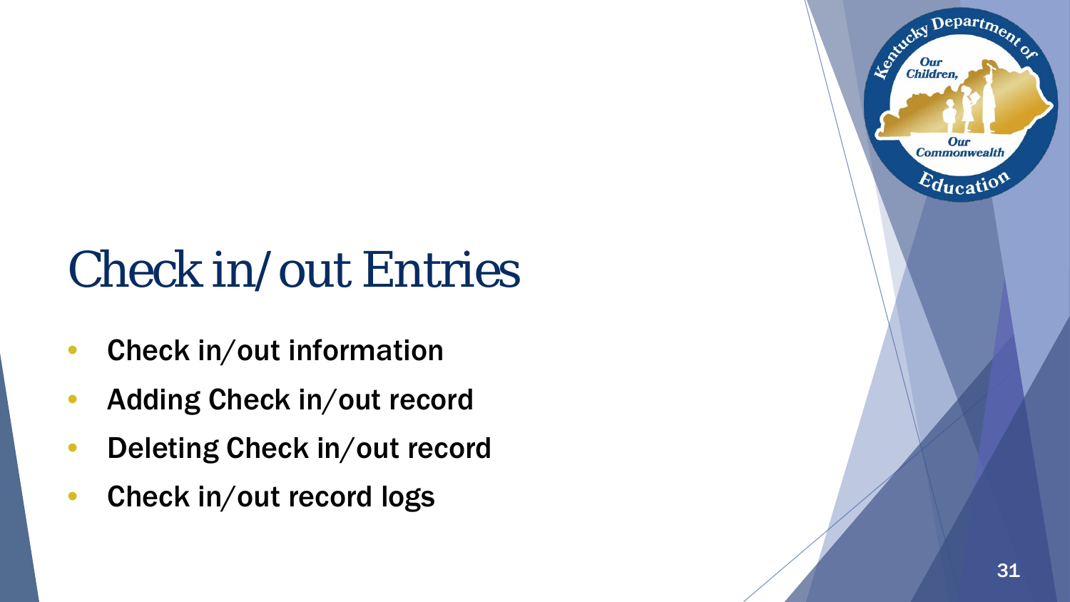# Check in/out Entries

- Check in/out information
- Adding Check in/out record
- Deleting Check in/out record
- Check in/out record logs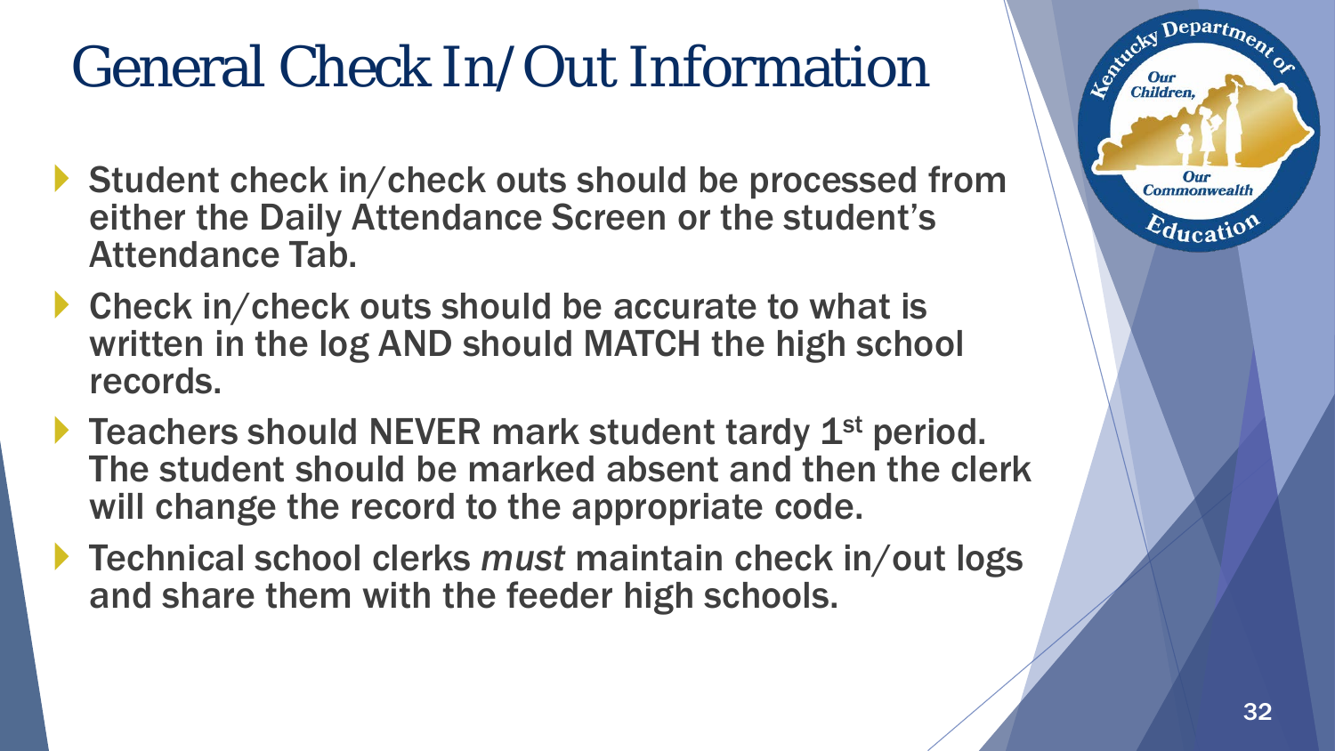# General Check In/Out Information

- Student check in/check outs should be processed from either the Daily Attendance Screen or the student's Attendance Tab.
- Check in/check outs should be accurate to what is written in the log AND should MATCH the high school records.
- Teachers should NEVER mark student tardy 1st period. The student should be marked absent and then the clerk will change the record to the appropriate code.
- Technical school clerks *must* maintain check in/out logs and share them with the feeder high schools.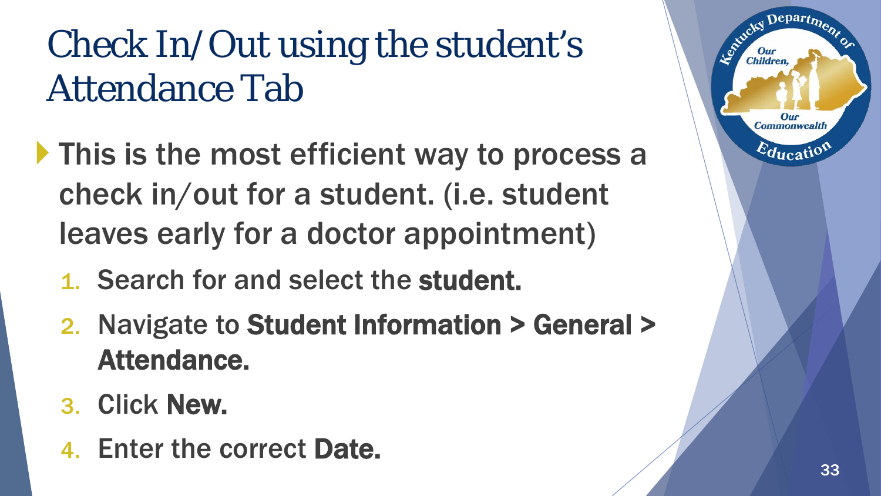# Check In/Out using the student's Attendance Tab

- This is the most efficient way to process a check in/out for a student. (i.e. student leaves early for a doctor appointment)
  1. Search for and select the **student.**
  2. Navigate to **Student Information > General > Attendance.**
  3. Click **New.**
  4. Enter the correct **Date.**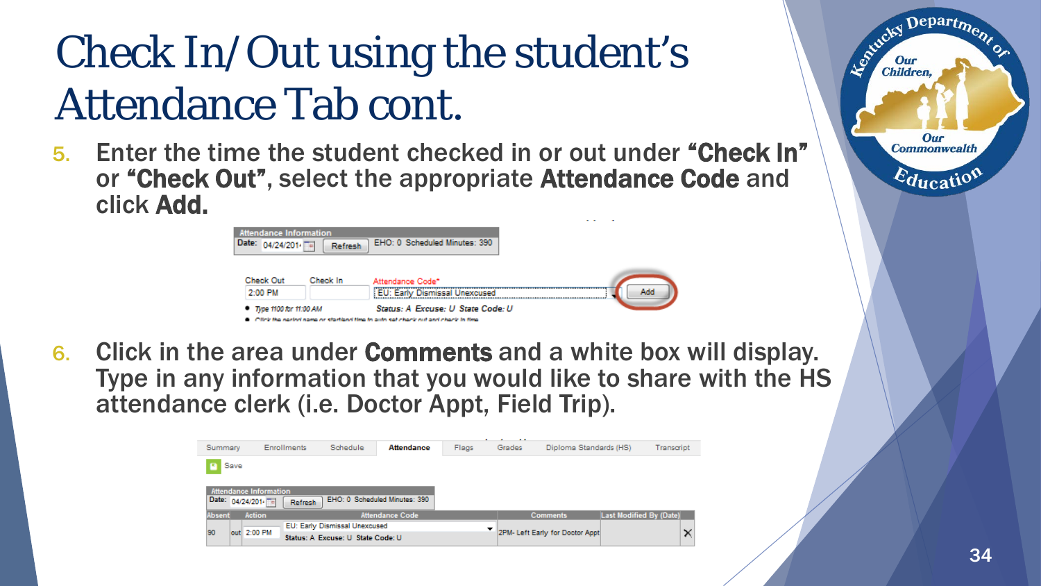# Check In/Out using the student's Attendance Tab cont.

5. Enter the time the student checked in or out under **"Check In"** or **"Check Out"**, select the appropriate **Attendance Code** and click **Add.**

6. Click in the area under **Comments** and a white box will display. Type in any information that you would like to share with the HS attendance clerk (i.e. Doctor Appt, Field Trip).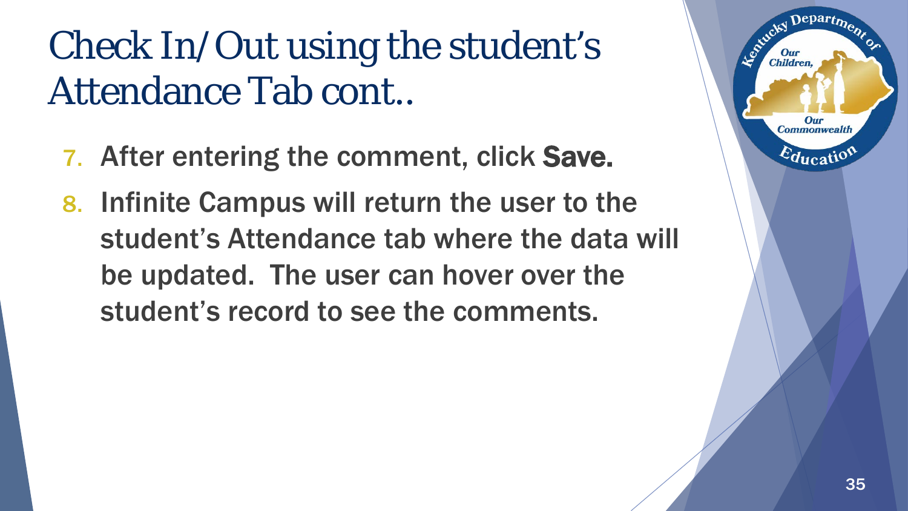# Check In/Out using the student's Attendance Tab cont..

7. After entering the comment, click **Save.**
8. Infinite Campus will return the user to the student's Attendance tab where the data will be updated. The user can hover over the student's record to see the comments.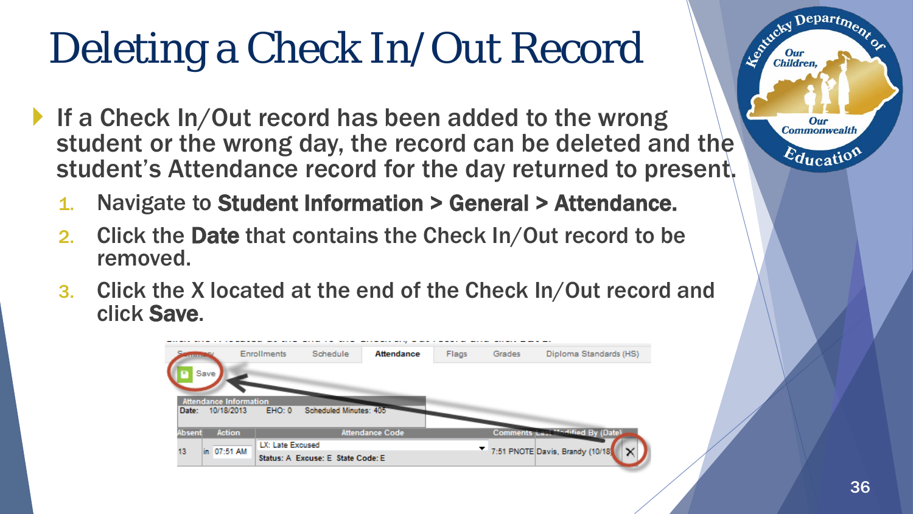# Deleting a Check In/Out Record

- If a Check In/Out record has been added to the wrong student or the wrong day, the record can be deleted and the student's Attendance record for the day returned to present.
  1. Navigate to **Student Information > General > Attendance.**
  2. Click the **Date** that contains the Check In/Out record to be removed.
  3. Click the X located at the end of the Check In/Out record and click **Save**.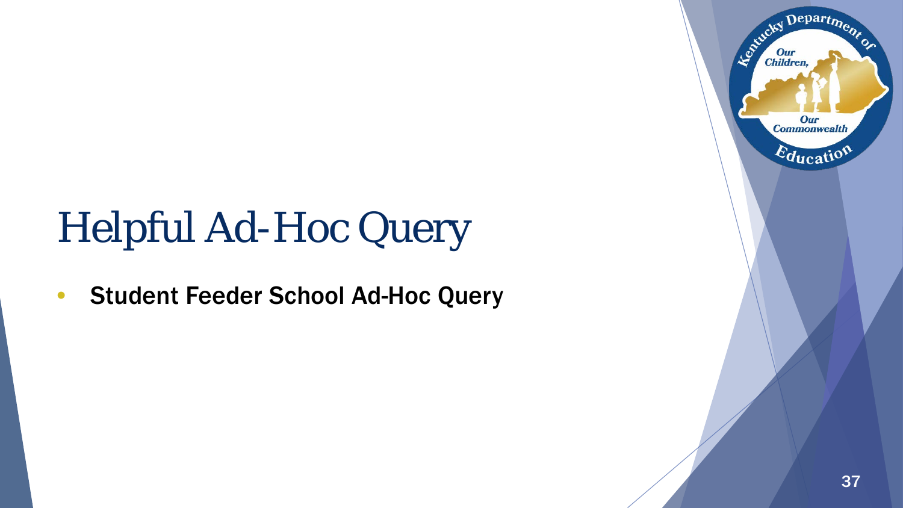# Helpful Ad-Hoc Query

- **Student Feeder School Ad-Hoc Query**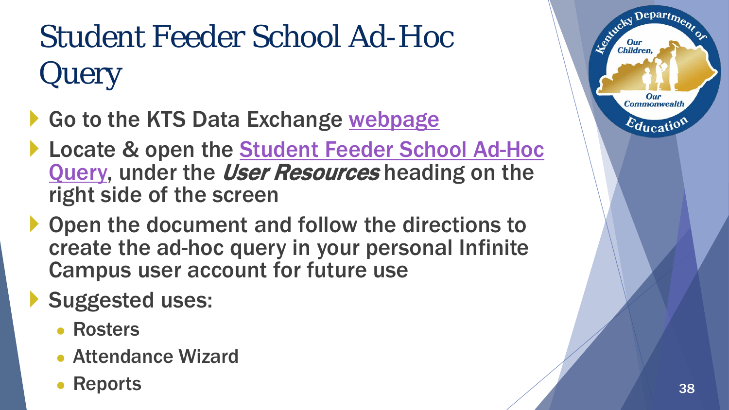# Student Feeder School Ad-Hoc Query

- Go to the KTS Data Exchange webpage
- Locate & open the Student Feeder School Ad-Hoc Query, under the *User Resources* heading on the right side of the screen
- Open the document and follow the directions to create the ad-hoc query in your personal Infinite Campus user account for future use
- Suggested uses:
  - Rosters
  - Attendance Wizard
  - Reports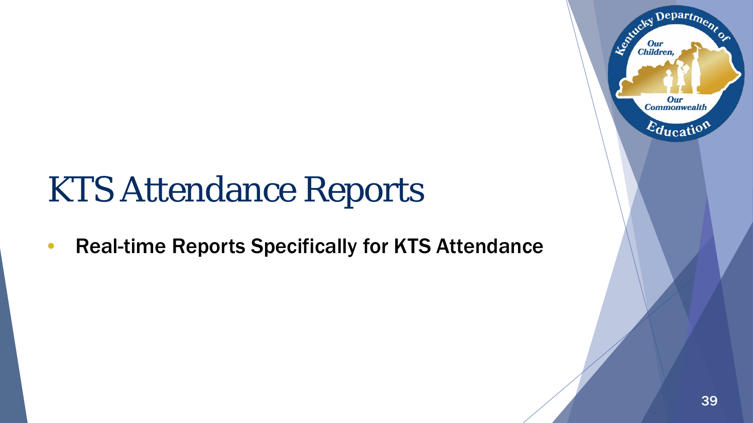# KTS Attendance Reports

- Real-time Reports Specifically for KTS Attendance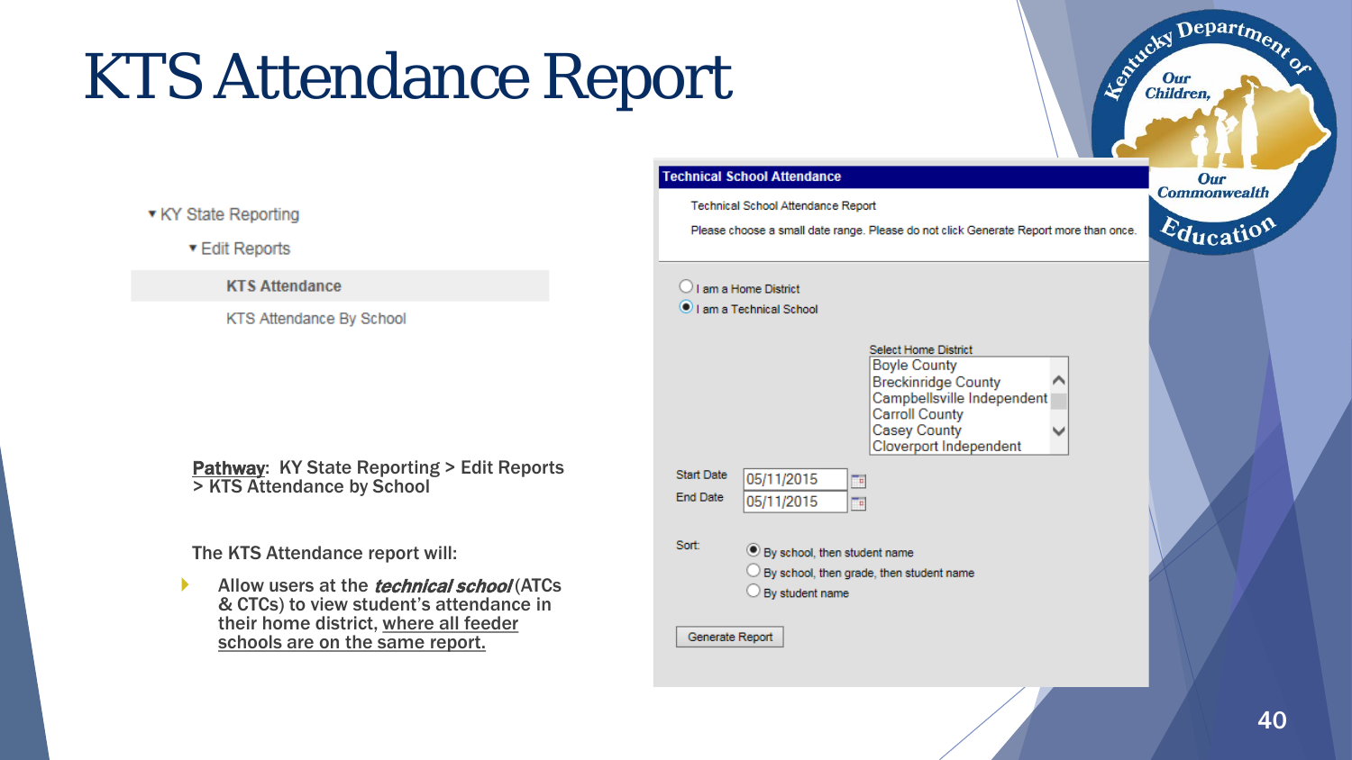# KTS Attendance Report

▾ KY State Reporting

▾ Edit Reports

**KTS Attendance**

KTS Attendance By School

**Technical School Attendance**

Technical School Attendance Report

Please choose a small date range. Please do not click Generate Report more than once.

○ I am a Home District

◉ I am a Technical School

Select Home District

- Boyle County
- Breckinridge County
- Campbellsville Independent
- Carroll County
- Casey County
- Cloverport Independent

Start Date 05/11/2015

End Date 05/11/2015

Sort:

◉ By school, then student name

○ By school, then grade, then student name

○ By student name

Generate Report

<u>Pathway</u>: KY State Reporting > Edit Reports > KTS Attendance by School

The KTS Attendance report will:

- Allow users at the ***technical school*** (ATCs & CTCs) to view student's attendance in their home district, <u>where all feeder schools are on the same report.</u>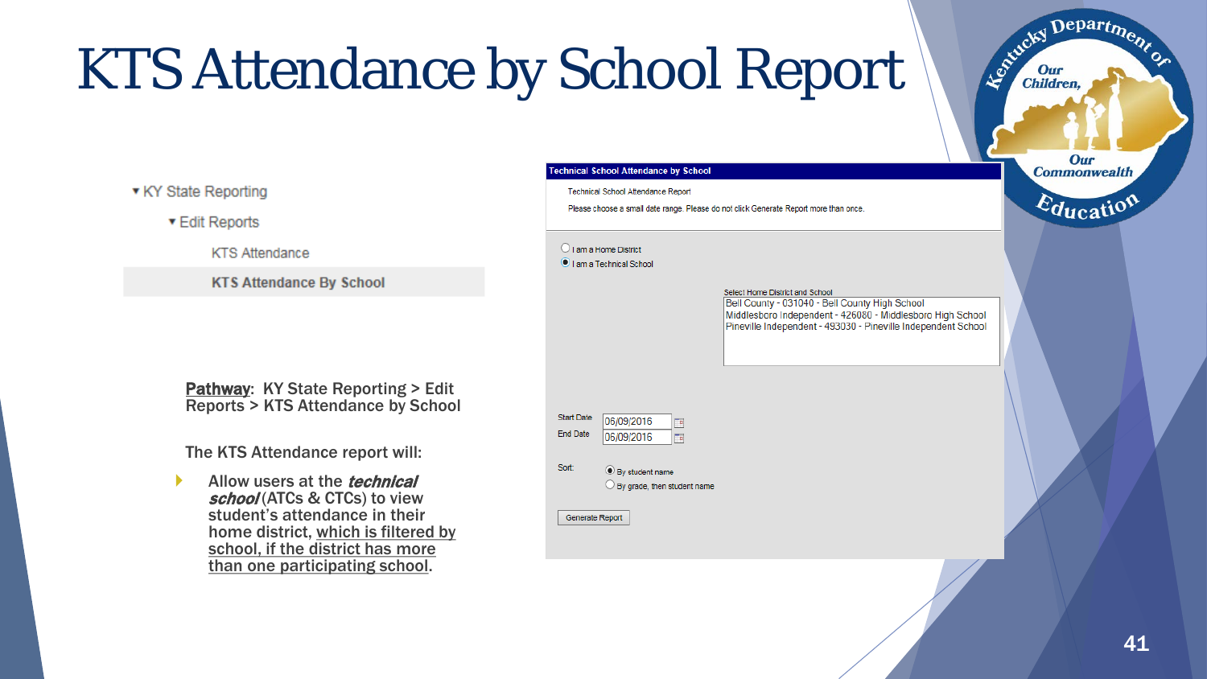# KTS Attendance by School Report

- KY State Reporting
  - Edit Reports
    - KTS Attendance
    - **KTS Attendance By School**

**Technical School Attendance by School**

Technical School Attendance Report

Please choose a small date range. Please do not click Generate Report more than once.

○ I am a Home District
● I am a Technical School

Select Home District and School
- Bell County - 031040 - Bell County High School
- Middlesboro Independent - 426080 - Middlesboro High School
- Pineville Independent - 493030 - Pineville Independent School

Start Date 06/09/2016
End Date 06/09/2016

Sort: ● By student name
○ By grade, then student name

Generate Report

**Pathway**: KY State Reporting > Edit Reports > KTS Attendance by School

The KTS Attendance report will:

- Allow users at the ***technical school*** (ATCs & CTCs) to view student's attendance in their home district, which is filtered by school, if the district has more than one participating school.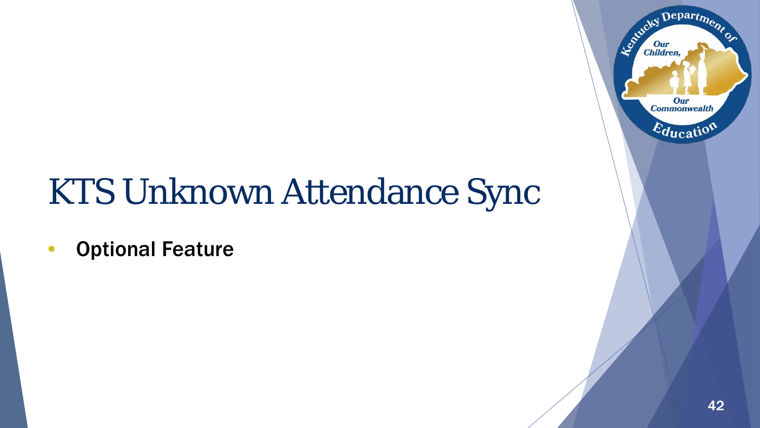# KTS Unknown Attendance Sync

- **Optional Feature**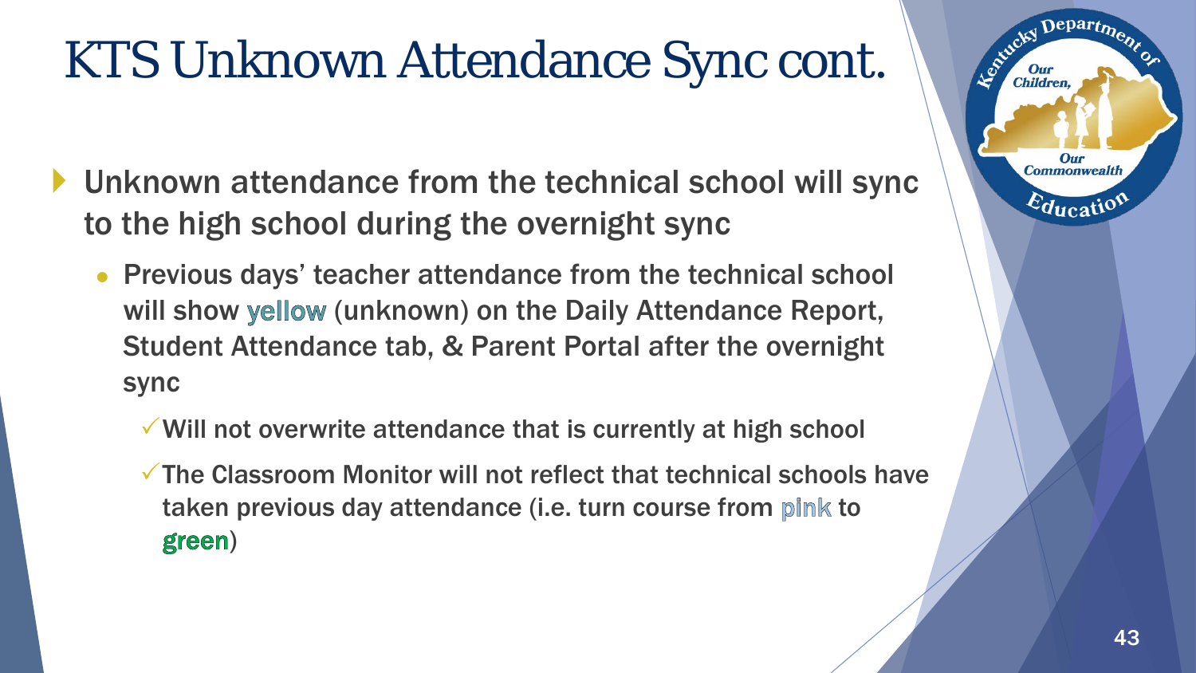# KTS Unknown Attendance Sync cont.

- Unknown attendance from the technical school will sync to the high school during the overnight sync
  - Previous days' teacher attendance from the technical school will show yellow (unknown) on the Daily Attendance Report, Student Attendance tab, & Parent Portal after the overnight sync
    - ✓ Will not overwrite attendance that is currently at high school
    - ✓ The Classroom Monitor will not reflect that technical schools have taken previous day attendance (i.e. turn course from pink to green)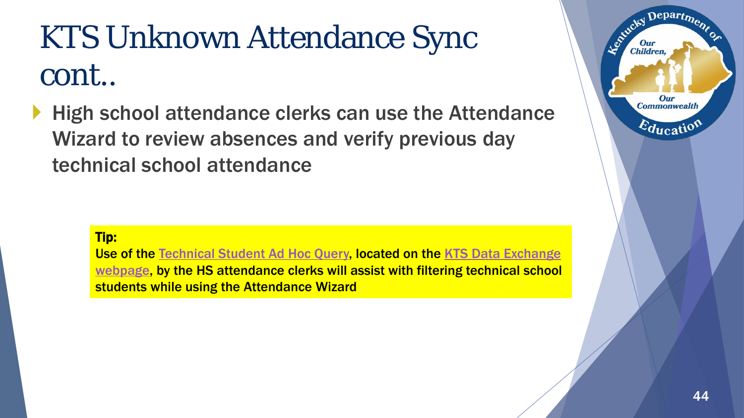# KTS Unknown Attendance Sync cont..

- High school attendance clerks can use the Attendance Wizard to review absences and verify previous day technical school attendance

**Tip:**
**Use of the Technical Student Ad Hoc Query, located on the KTS Data Exchange webpage, by the HS attendance clerks will assist with filtering technical school students while using the Attendance Wizard**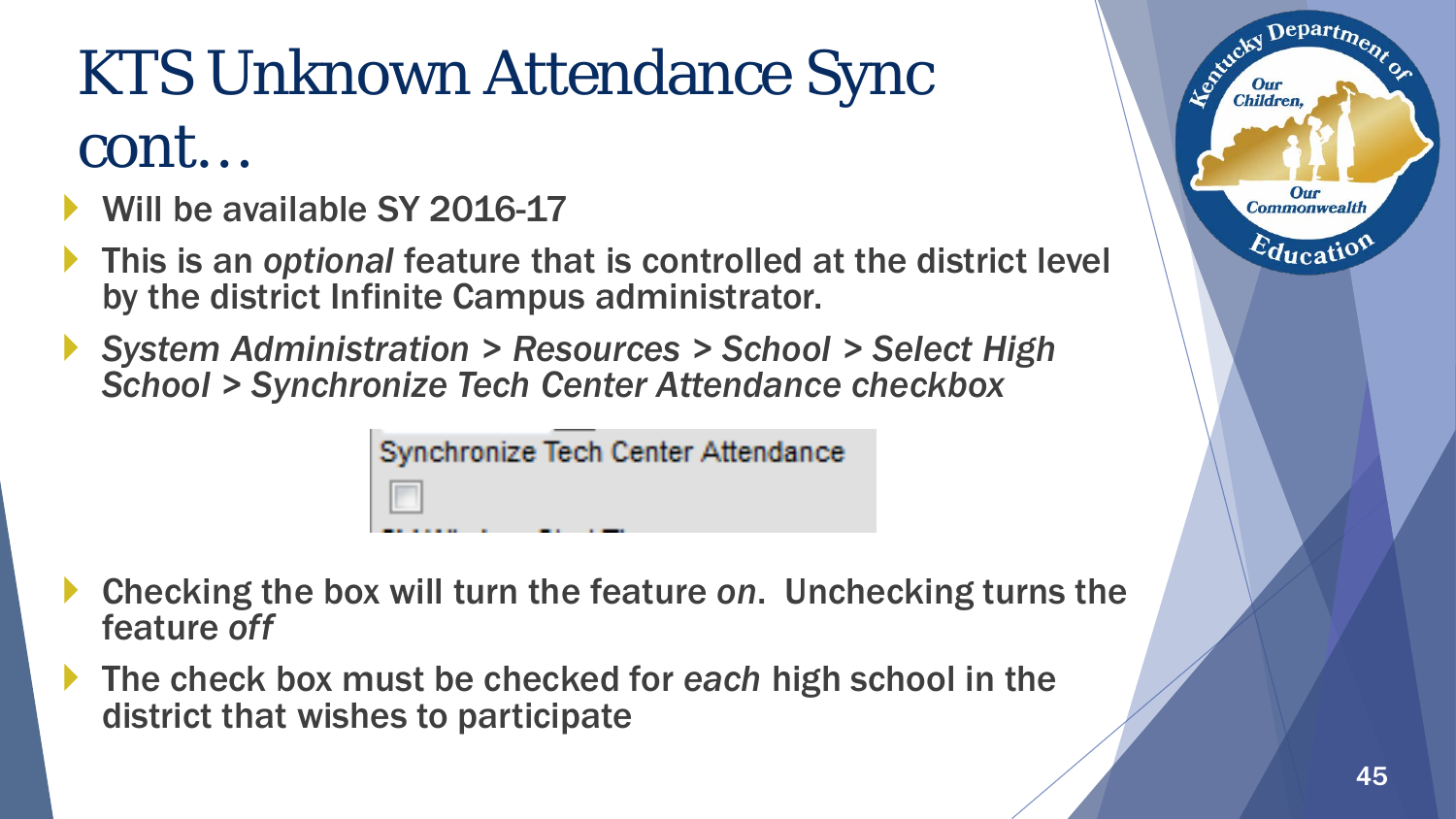# KTS Unknown Attendance Sync cont…

- Will be available SY 2016-17
- This is an *optional* feature that is controlled at the district level by the district Infinite Campus administrator.
- *System Administration > Resources > School > Select High School > Synchronize Tech Center Attendance checkbox*

Synchronize Tech Center Attendance

- Checking the box will turn the feature *on*. Unchecking turns the feature *off*
- The check box must be checked for *each* high school in the district that wishes to participate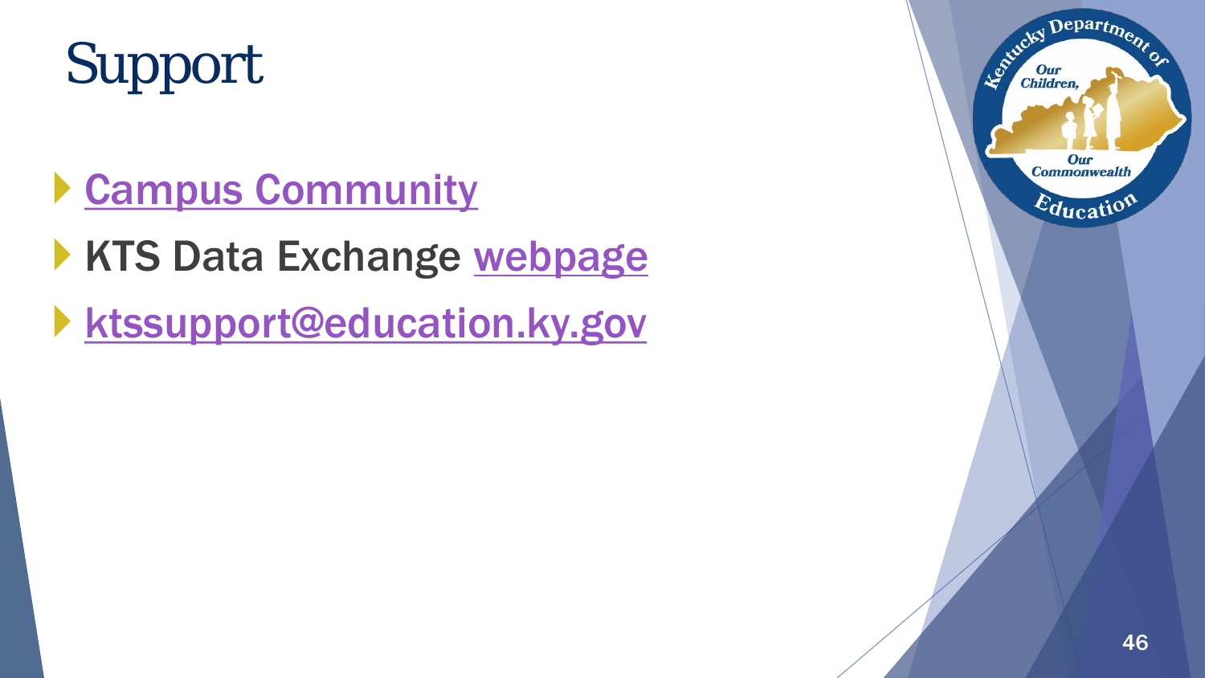# Support

- Campus Community
- KTS Data Exchange webpage
- ktssupport@education.ky.gov